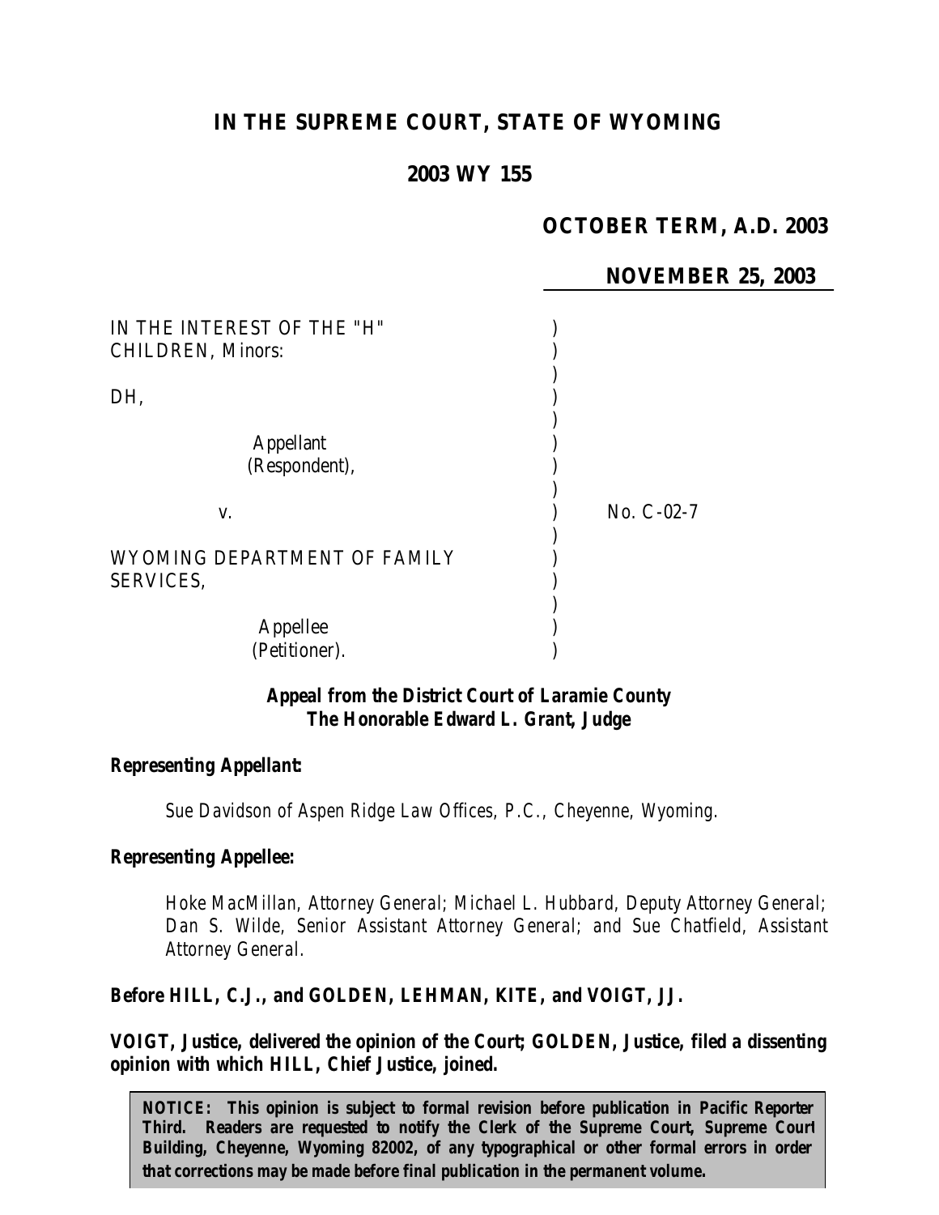# IN THE SUPREME COURT, STATE OF WYOMING

## 2003 WY 155

**OCTOBER TERM, A.D. 2003**

**NOVEMBER 25, 2003**

IN THE INTEREST OF THE "H" CHILDREN, Minors:

DH,

Appellant
(Respondent),

v.

WYOMING DEPARTMENT OF FAMILY SERVICES,

Appellee
(Petitioner).

No. C-02-7

**Appeal from the District Court of Laramie County**
**The Honorable Edward L. Grant, Judge**

**Representing Appellant:**

Sue Davidson of Aspen Ridge Law Offices, P.C., Cheyenne, Wyoming.

**Representing Appellee:**

Hoke MacMillan, Attorney General; Michael L. Hubbard, Deputy Attorney General; Dan S. Wilde, Senior Assistant Attorney General; and Sue Chatfield, Assistant Attorney General.

**Before HILL, C.J., and GOLDEN, LEHMAN, KITE, and VOIGT, JJ.**

**VOIGT, Justice, delivered the opinion of the Court; GOLDEN, Justice, filed a dissenting opinion with which HILL, Chief Justice, joined.**

**NOTICE: This opinion is subject to formal revision before publication in Pacific Reporter Third. Readers are requested to notify the Clerk of the Supreme Court, Supreme Court Building, Cheyenne, Wyoming 82002, of any typographical or other formal errors in order that corrections may be made before final publication in the permanent volume.**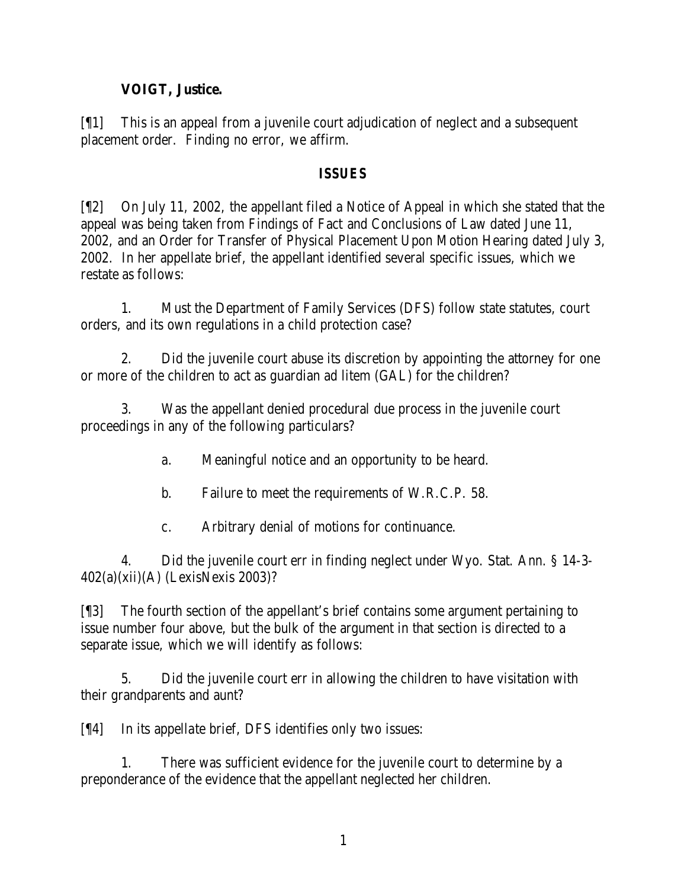**VOIGT, Justice.**

[¶1] This is an appeal from a juvenile court adjudication of neglect and a subsequent placement order. Finding no error, we affirm.

## ISSUES

[¶2] On July 11, 2002, the appellant filed a Notice of Appeal in which she stated that the appeal was being taken from Findings of Fact and Conclusions of Law dated June 11, 2002, and an Order for Transfer of Physical Placement Upon Motion Hearing dated July 3, 2002. In her appellate brief, the appellant identified several specific issues, which we restate as follows:

1. Must the Department of Family Services (DFS) follow state statutes, court orders, and its own regulations in a child protection case?

2. Did the juvenile court abuse its discretion by appointing the attorney for one or more of the children to act as guardian ad litem (GAL) for the children?

3. Was the appellant denied procedural due process in the juvenile court proceedings in any of the following particulars?

   a. Meaningful notice and an opportunity to be heard.

   b. Failure to meet the requirements of W.R.C.P. 58.

   c. Arbitrary denial of motions for continuance.

4. Did the juvenile court err in finding neglect under Wyo. Stat. Ann. § 14-3-402(a)(xii)(A) (LexisNexis 2003)?

[¶3] The fourth section of the appellant's brief contains some argument pertaining to issue number four above, but the bulk of the argument in that section is directed to a separate issue, which we will identify as follows:

5. Did the juvenile court err in allowing the children to have visitation with their grandparents and aunt?

[¶4] In its appellate brief, DFS identifies only two issues:

1. There was sufficient evidence for the juvenile court to determine by a preponderance of the evidence that the appellant neglected her children.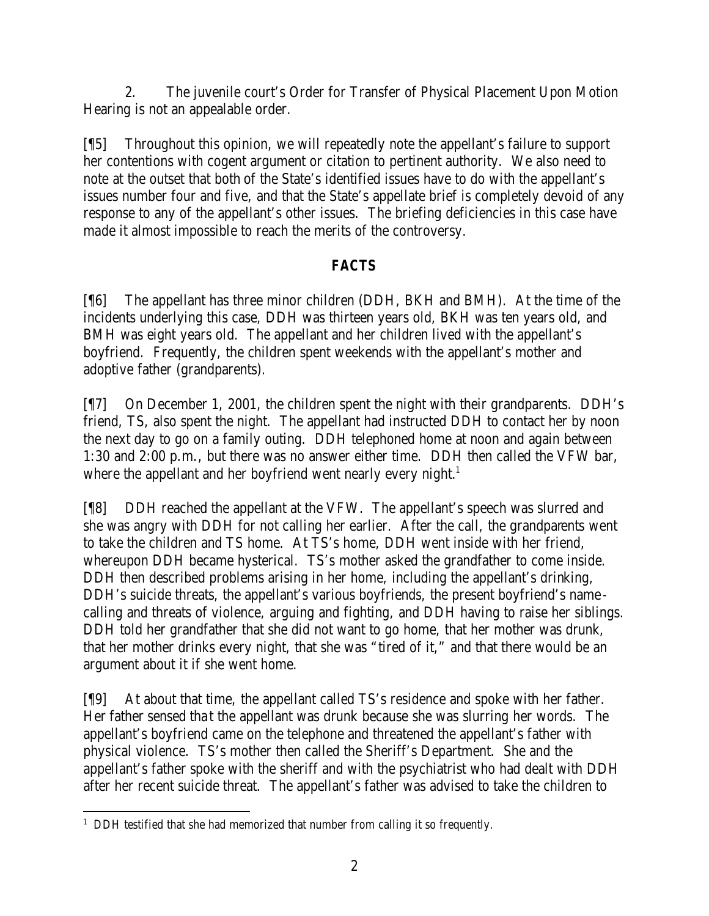2. The juvenile court's Order for Transfer of Physical Placement Upon Motion Hearing is not an appealable order.

[¶5] Throughout this opinion, we will repeatedly note the appellant's failure to support her contentions with cogent argument or citation to pertinent authority. We also need to note at the outset that both of the State's identified issues have to do with the appellant's issues number four and five, and that the State's appellate brief is completely devoid of any response to any of the appellant's other issues. The briefing deficiencies in this case have made it almost impossible to reach the merits of the controversy.

## FACTS

[¶6] The appellant has three minor children (DDH, BKH and BMH). At the time of the incidents underlying this case, DDH was thirteen years old, BKH was ten years old, and BMH was eight years old. The appellant and her children lived with the appellant's boyfriend. Frequently, the children spent weekends with the appellant's mother and adoptive father (grandparents).

[¶7] On December 1, 2001, the children spent the night with their grandparents. DDH's friend, TS, also spent the night. The appellant had instructed DDH to contact her by noon the next day to go on a family outing. DDH telephoned home at noon and again between 1:30 and 2:00 p.m., but there was no answer either time. DDH then called the VFW bar, where the appellant and her boyfriend went nearly every night.[1]

[¶8] DDH reached the appellant at the VFW. The appellant's speech was slurred and she was angry with DDH for not calling her earlier. After the call, the grandparents went to take the children and TS home. At TS's home, DDH went inside with her friend, whereupon DDH became hysterical. TS's mother asked the grandfather to come inside. DDH then described problems arising in her home, including the appellant's drinking, DDH's suicide threats, the appellant's various boyfriends, the present boyfriend's name-calling and threats of violence, arguing and fighting, and DDH having to raise her siblings. DDH told her grandfather that she did not want to go home, that her mother was drunk, that her mother drinks every night, that she was "tired of it," and that there would be an argument about it if she went home.

[¶9] At about that time, the appellant called TS's residence and spoke with her father. Her father sensed that the appellant was drunk because she was slurring her words. The appellant's boyfriend came on the telephone and threatened the appellant's father with physical violence. TS's mother then called the Sheriff's Department. She and the appellant's father spoke with the sheriff and with the psychiatrist who had dealt with DDH after her recent suicide threat. The appellant's father was advised to take the children to

---

[1] DDH testified that she had memorized that number from calling it so frequently.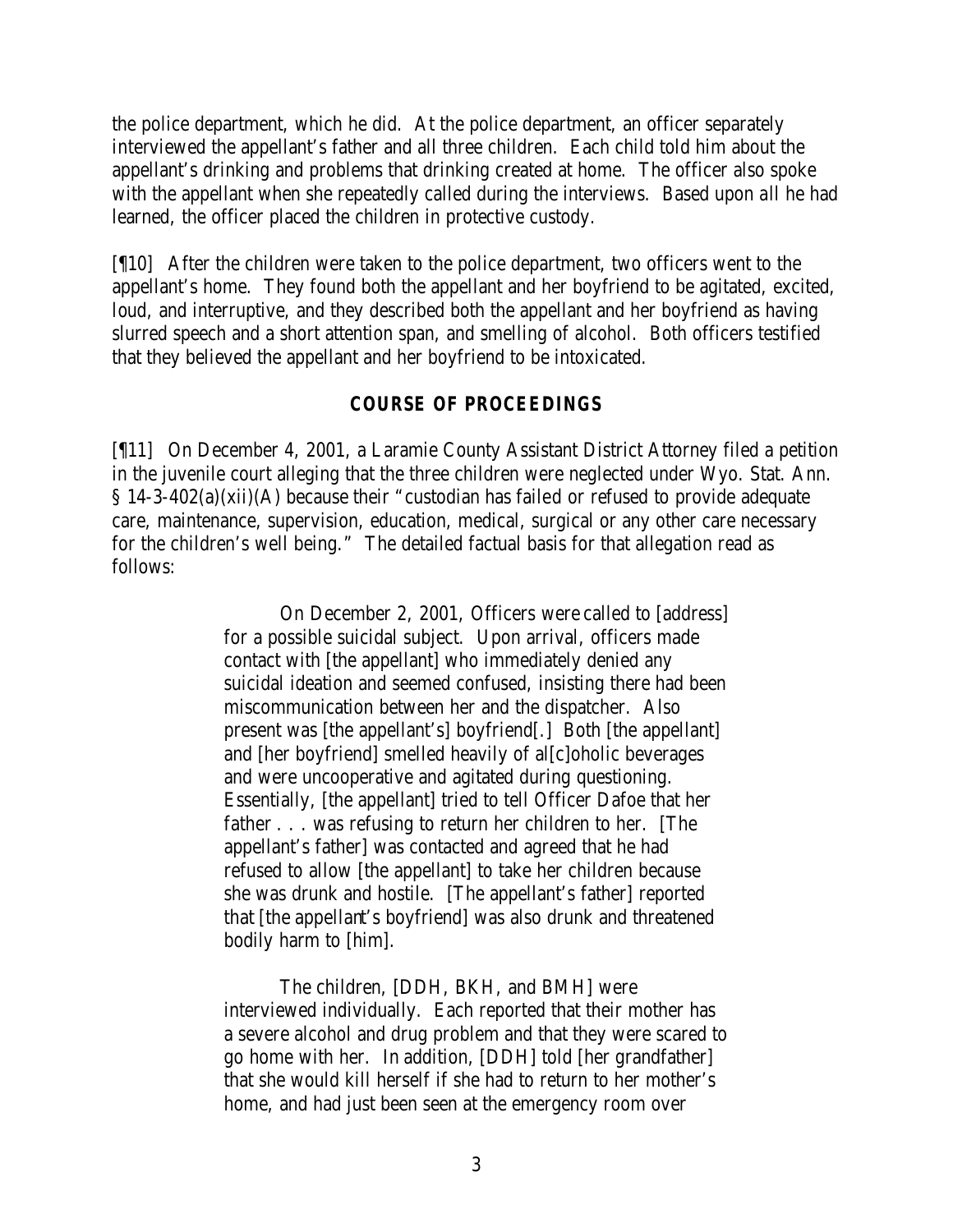the police department, which he did. At the police department, an officer separately interviewed the appellant's father and all three children. Each child told him about the appellant's drinking and problems that drinking created at home. The officer also spoke with the appellant when she repeatedly called during the interviews. Based upon all he had learned, the officer placed the children in protective custody.

[¶10] After the children were taken to the police department, two officers went to the appellant's home. They found both the appellant and her boyfriend to be agitated, excited, loud, and interruptive, and they described both the appellant and her boyfriend as having slurred speech and a short attention span, and smelling of alcohol. Both officers testified that they believed the appellant and her boyfriend to be intoxicated.

## COURSE OF PROCEEDINGS

[¶11] On December 4, 2001, a Laramie County Assistant District Attorney filed a petition in the juvenile court alleging that the three children were neglected under Wyo. Stat. Ann. § 14-3-402(a)(xii)(A) because their "custodian has failed or refused to provide adequate care, maintenance, supervision, education, medical, surgical or any other care necessary for the children's well being." The detailed factual basis for that allegation read as follows:

> On December 2, 2001, Officers were called to [address] for a possible suicidal subject. Upon arrival, officers made contact with [the appellant] who immediately denied any suicidal ideation and seemed confused, insisting there had been miscommunication between her and the dispatcher. Also present was [the appellant's] boyfriend[.] Both [the appellant] and [her boyfriend] smelled heavily of al[c]oholic beverages and were uncooperative and agitated during questioning. Essentially, [the appellant] tried to tell Officer Dafoe that her father . . . was refusing to return her children to her. [The appellant's father] was contacted and agreed that he had refused to allow [the appellant] to take her children because she was drunk and hostile. [The appellant's father] reported that [the appellant's boyfriend] was also drunk and threatened bodily harm to [him].
>
> The children, [DDH, BKH, and BMH] were interviewed individually. Each reported that their mother has a severe alcohol and drug problem and that they were scared to go home with her. In addition, [DDH] told [her grandfather] that she would kill herself if she had to return to her mother's home, and had just been seen at the emergency room over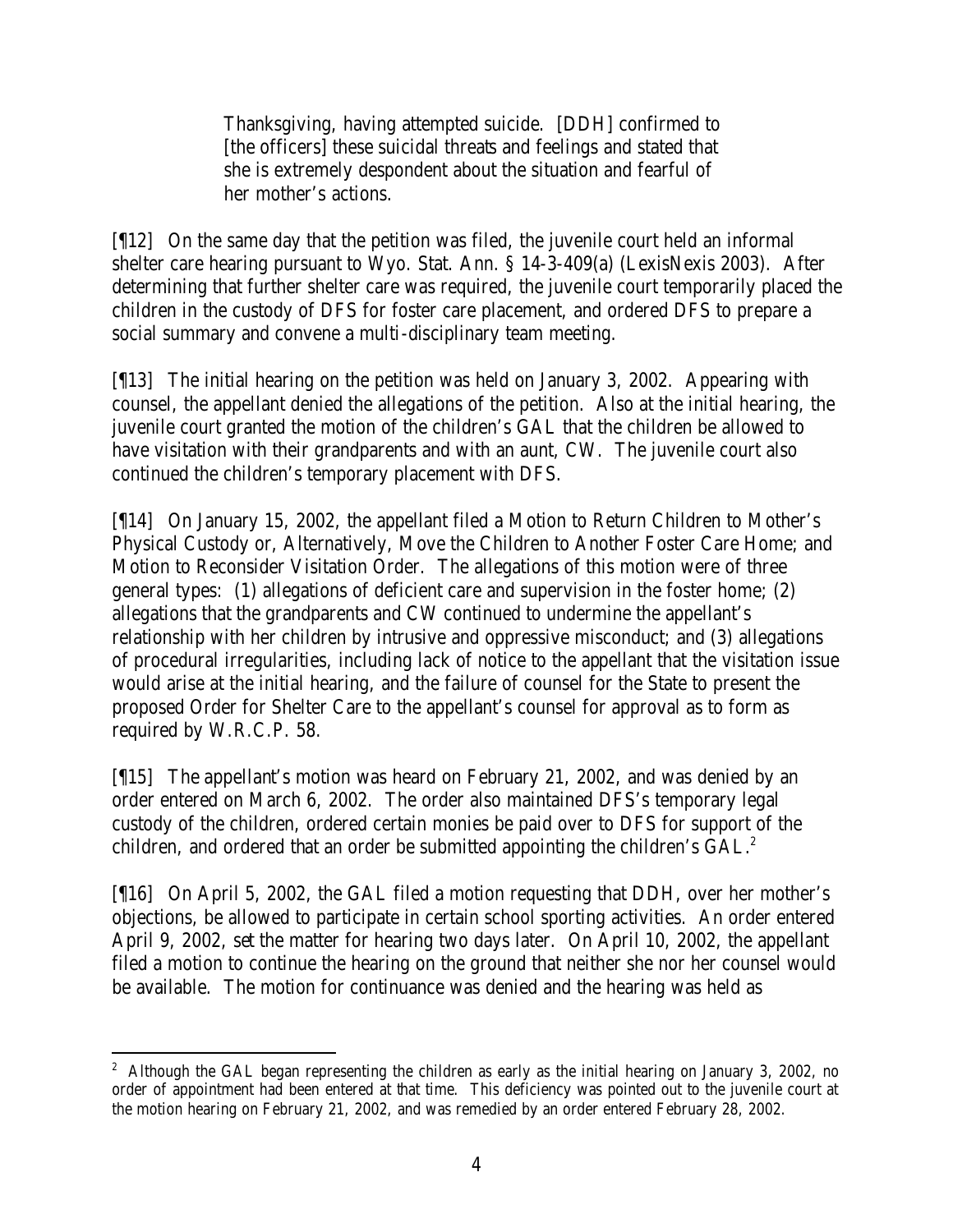> Thanksgiving, having attempted suicide. [DDH] confirmed to [the officers] these suicidal threats and feelings and stated that she is extremely despondent about the situation and fearful of her mother's actions.

[¶12] On the same day that the petition was filed, the juvenile court held an informal shelter care hearing pursuant to Wyo. Stat. Ann. § 14-3-409(a) (LexisNexis 2003). After determining that further shelter care was required, the juvenile court temporarily placed the children in the custody of DFS for foster care placement, and ordered DFS to prepare a social summary and convene a multi-disciplinary team meeting.

[¶13] The initial hearing on the petition was held on January 3, 2002. Appearing with counsel, the appellant denied the allegations of the petition. Also at the initial hearing, the juvenile court granted the motion of the children's GAL that the children be allowed to have visitation with their grandparents and with an aunt, CW. The juvenile court also continued the children's temporary placement with DFS.

[¶14] On January 15, 2002, the appellant filed a Motion to Return Children to Mother's Physical Custody or, Alternatively, Move the Children to Another Foster Care Home; and Motion to Reconsider Visitation Order. The allegations of this motion were of three general types: (1) allegations of deficient care and supervision in the foster home; (2) allegations that the grandparents and CW continued to undermine the appellant's relationship with her children by intrusive and oppressive misconduct; and (3) allegations of procedural irregularities, including lack of notice to the appellant that the visitation issue would arise at the initial hearing, and the failure of counsel for the State to present the proposed Order for Shelter Care to the appellant's counsel for approval as to form as required by W.R.C.P. 58.

[¶15] The appellant's motion was heard on February 21, 2002, and was denied by an order entered on March 6, 2002. The order also maintained DFS's temporary legal custody of the children, ordered certain monies be paid over to DFS for support of the children, and ordered that an order be submitted appointing the children's GAL.[2]

[¶16] On April 5, 2002, the GAL filed a motion requesting that DDH, over her mother's objections, be allowed to participate in certain school sporting activities. An order entered April 9, 2002, set the matter for hearing two days later. On April 10, 2002, the appellant filed a motion to continue the hearing on the ground that neither she nor her counsel would be available. The motion for continuance was denied and the hearing was held as

---

[2] Although the GAL began representing the children as early as the initial hearing on January 3, 2002, no order of appointment had been entered at that time. This deficiency was pointed out to the juvenile court at the motion hearing on February 21, 2002, and was remedied by an order entered February 28, 2002.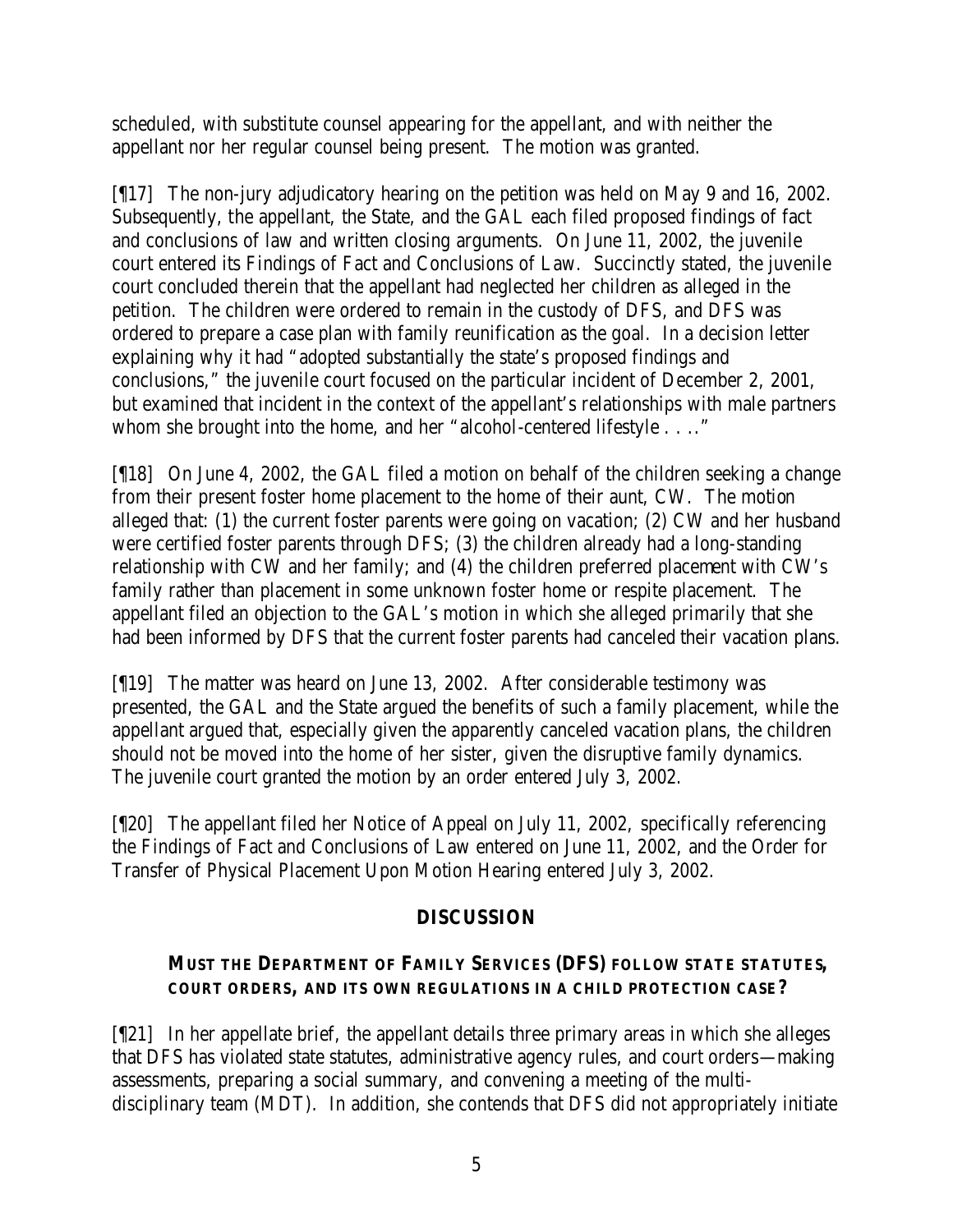scheduled, with substitute counsel appearing for the appellant, and with neither the appellant nor her regular counsel being present. The motion was granted.

[¶17] The non-jury adjudicatory hearing on the petition was held on May 9 and 16, 2002. Subsequently, the appellant, the State, and the GAL each filed proposed findings of fact and conclusions of law and written closing arguments. On June 11, 2002, the juvenile court entered its Findings of Fact and Conclusions of Law. Succinctly stated, the juvenile court concluded therein that the appellant had neglected her children as alleged in the petition. The children were ordered to remain in the custody of DFS, and DFS was ordered to prepare a case plan with family reunification as the goal. In a decision letter explaining why it had "adopted substantially the state's proposed findings and conclusions," the juvenile court focused on the particular incident of December 2, 2001, but examined that incident in the context of the appellant's relationships with male partners whom she brought into the home, and her "alcohol-centered lifestyle . . .."

[¶18] On June 4, 2002, the GAL filed a motion on behalf of the children seeking a change from their present foster home placement to the home of their aunt, CW. The motion alleged that: (1) the current foster parents were going on vacation; (2) CW and her husband were certified foster parents through DFS; (3) the children already had a long-standing relationship with CW and her family; and (4) the children preferred placement with CW's family rather than placement in some unknown foster home or respite placement. The appellant filed an objection to the GAL's motion in which she alleged primarily that she had been informed by DFS that the current foster parents had canceled their vacation plans.

[¶19] The matter was heard on June 13, 2002. After considerable testimony was presented, the GAL and the State argued the benefits of such a family placement, while the appellant argued that, especially given the apparently canceled vacation plans, the children should not be moved into the home of her sister, given the disruptive family dynamics. The juvenile court granted the motion by an order entered July 3, 2002.

[¶20] The appellant filed her Notice of Appeal on July 11, 2002, specifically referencing the Findings of Fact and Conclusions of Law entered on June 11, 2002, and the Order for Transfer of Physical Placement Upon Motion Hearing entered July 3, 2002.

## DISCUSSION

### MUST THE DEPARTMENT OF FAMILY SERVICES (DFS) FOLLOW STATE STATUTES, COURT ORDERS, AND ITS OWN REGULATIONS IN A CHILD PROTECTION CASE?

[¶21] In her appellate brief, the appellant details three primary areas in which she alleges that DFS has violated state statutes, administrative agency rules, and court orders—making assessments, preparing a social summary, and convening a meeting of the multi-disciplinary team (MDT). In addition, she contends that DFS did not appropriately initiate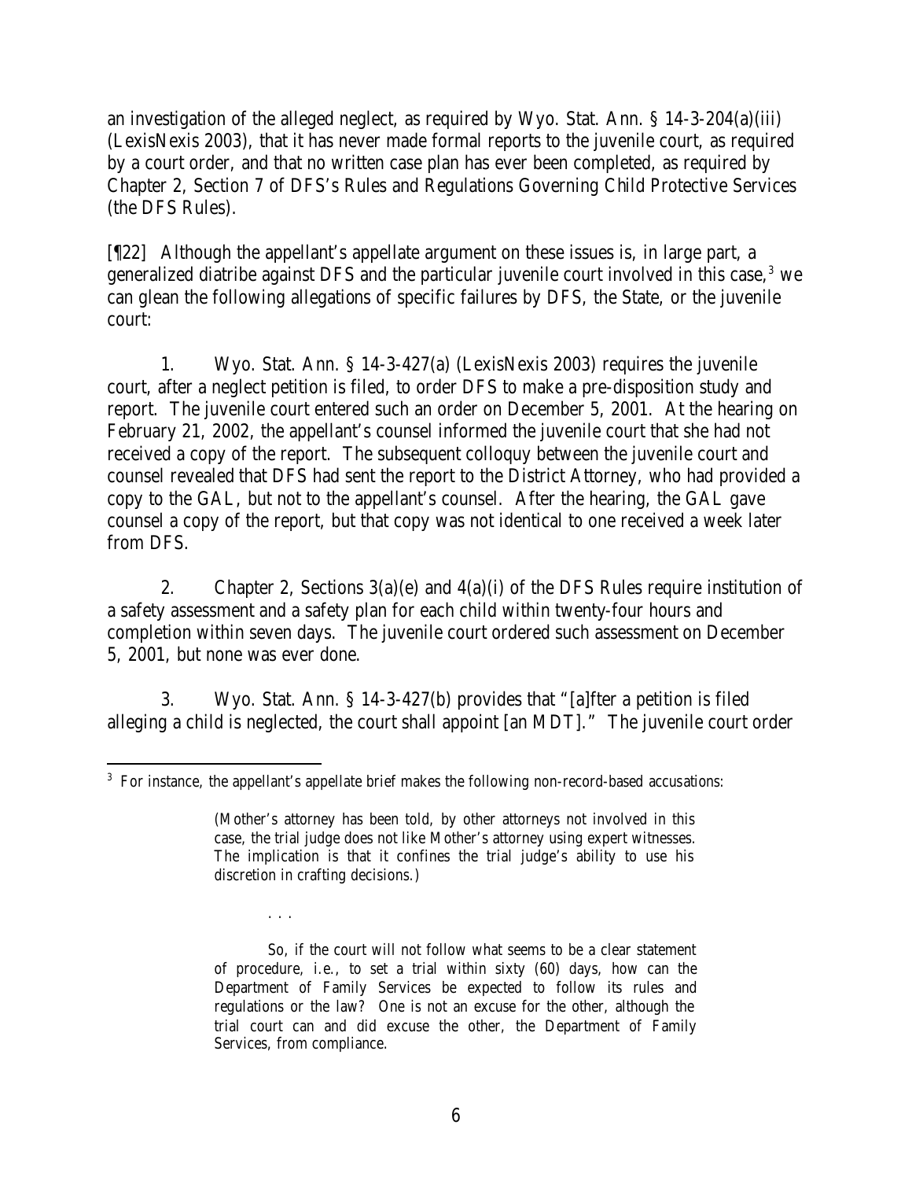an investigation of the alleged neglect, as required by Wyo. Stat. Ann. § 14-3-204(a)(iii) (LexisNexis 2003), that it has never made formal reports to the juvenile court, as required by a court order, and that no written case plan has ever been completed, as required by Chapter 2, Section 7 of DFS's Rules and Regulations Governing Child Protective Services (the DFS Rules).

[¶22] Although the appellant's appellate argument on these issues is, in large part, a generalized diatribe against DFS and the particular juvenile court involved in this case,[3] we can glean the following allegations of specific failures by DFS, the State, or the juvenile court:

1. Wyo. Stat. Ann. § 14-3-427(a) (LexisNexis 2003) requires the juvenile court, after a neglect petition is filed, to order DFS to make a pre-disposition study and report. The juvenile court entered such an order on December 5, 2001. At the hearing on February 21, 2002, the appellant's counsel informed the juvenile court that she had not received a copy of the report. The subsequent colloquy between the juvenile court and counsel revealed that DFS had sent the report to the District Attorney, who had provided a copy to the GAL, but not to the appellant's counsel. After the hearing, the GAL gave counsel a copy of the report, but that copy was not identical to one received a week later from DFS.

2. Chapter 2, Sections 3(a)(e) and 4(a)(i) of the DFS Rules require institution of a safety assessment and a safety plan for each child within twenty-four hours and completion within seven days. The juvenile court ordered such assessment on December 5, 2001, but none was ever done.

3. Wyo. Stat. Ann. § 14-3-427(b) provides that "[a]fter a petition is filed alleging a child is neglected, the court shall appoint [an MDT]." The juvenile court order

---

[3] For instance, the appellant's appellate brief makes the following non-record-based accusations:

> (Mother's attorney has been told, by other attorneys not involved in this case, the trial judge does not like Mother's attorney using expert witnesses. The implication is that it confines the trial judge's ability to use his discretion in crafting decisions.)
>
> . . .
>
> So, if the court will not follow what seems to be a clear statement of procedure, i.e., to set a trial within sixty (60) days, how can the Department of Family Services be expected to follow its rules and regulations or the law? One is not an excuse for the other, although the trial court can and did excuse the other, the Department of Family Services, from compliance.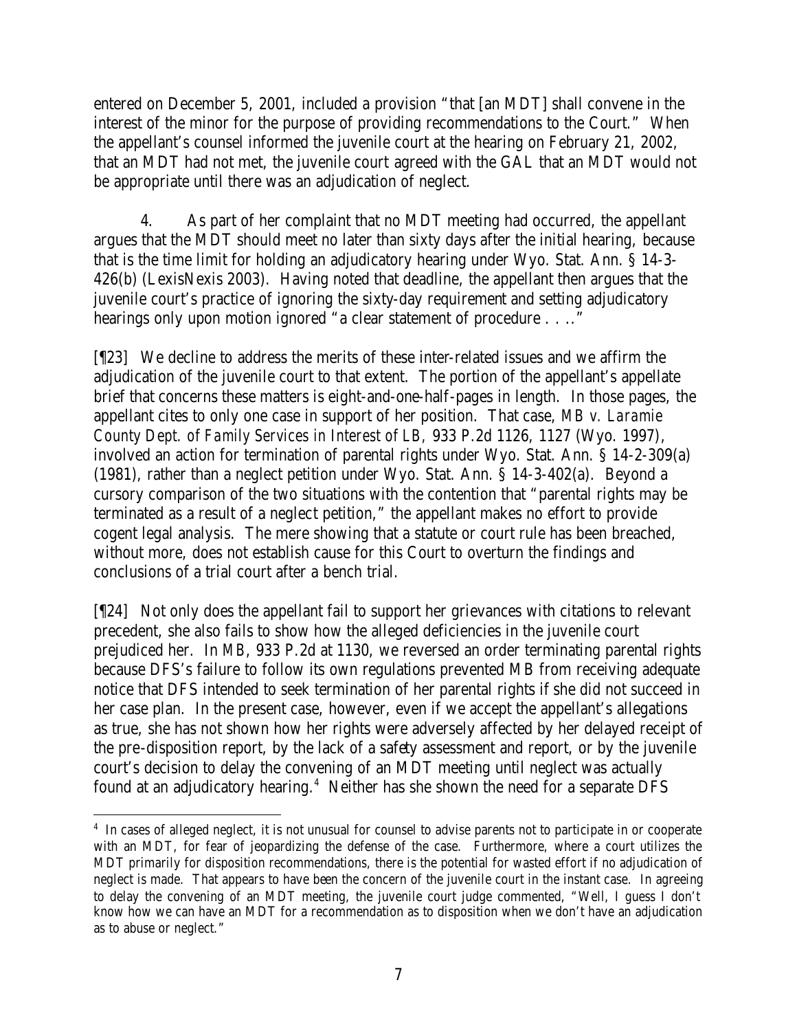entered on December 5, 2001, included a provision "that [an MDT] shall convene in the interest of the minor for the purpose of providing recommendations to the Court." When the appellant's counsel informed the juvenile court at the hearing on February 21, 2002, that an MDT had not met, the juvenile court agreed with the GAL that an MDT would not be appropriate until there was an adjudication of neglect.

4. As part of her complaint that no MDT meeting had occurred, the appellant argues that the MDT should meet no later than sixty days after the initial hearing, because that is the time limit for holding an adjudicatory hearing under Wyo. Stat. Ann. § 14-3-426(b) (LexisNexis 2003). Having noted that deadline, the appellant then argues that the juvenile court's practice of ignoring the sixty-day requirement and setting adjudicatory hearings only upon motion ignored "a clear statement of procedure . . .."

[¶23] We decline to address the merits of these inter-related issues and we affirm the adjudication of the juvenile court to that extent. The portion of the appellant's appellate brief that concerns these matters is eight-and-one-half-pages in length. In those pages, the appellant cites to only one case in support of her position. That case, *MB v. Laramie County Dept. of Family Services in Interest of LB*, 933 P.2d 1126, 1127 (Wyo. 1997), involved an action for termination of parental rights under Wyo. Stat. Ann. § 14-2-309(a) (1981), rather than a neglect petition under Wyo. Stat. Ann. § 14-3-402(a). Beyond a cursory comparison of the two situations with the contention that "parental rights may be terminated as a result of a neglect petition," the appellant makes no effort to provide cogent legal analysis. The mere showing that a statute or court rule has been breached, without more, does not establish cause for this Court to overturn the findings and conclusions of a trial court after a bench trial.

[¶24] Not only does the appellant fail to support her grievances with citations to relevant precedent, she also fails to show how the alleged deficiencies in the juvenile court prejudiced her. In *MB*, 933 P.2d at 1130, we reversed an order terminating parental rights because DFS's failure to follow its own regulations prevented MB from receiving adequate notice that DFS intended to seek termination of her parental rights if she did not succeed in her case plan. In the present case, however, even if we accept the appellant's allegations as true, she has not shown how her rights were adversely affected by her delayed receipt of the pre-disposition report, by the lack of a safety assessment and report, or by the juvenile court's decision to delay the convening of an MDT meeting until neglect was actually found at an adjudicatory hearing.[4] Neither has she shown the need for a separate DFS

[4] In cases of alleged neglect, it is not unusual for counsel to advise parents not to participate in or cooperate with an MDT, for fear of jeopardizing the defense of the case. Furthermore, where a court utilizes the MDT primarily for disposition recommendations, there is the potential for wasted effort if no adjudication of neglect is made. That appears to have been the concern of the juvenile court in the instant case. In agreeing to delay the convening of an MDT meeting, the juvenile court judge commented, "Well, I guess I don't know how we can have an MDT for a recommendation as to disposition when we don't have an adjudication as to abuse or neglect."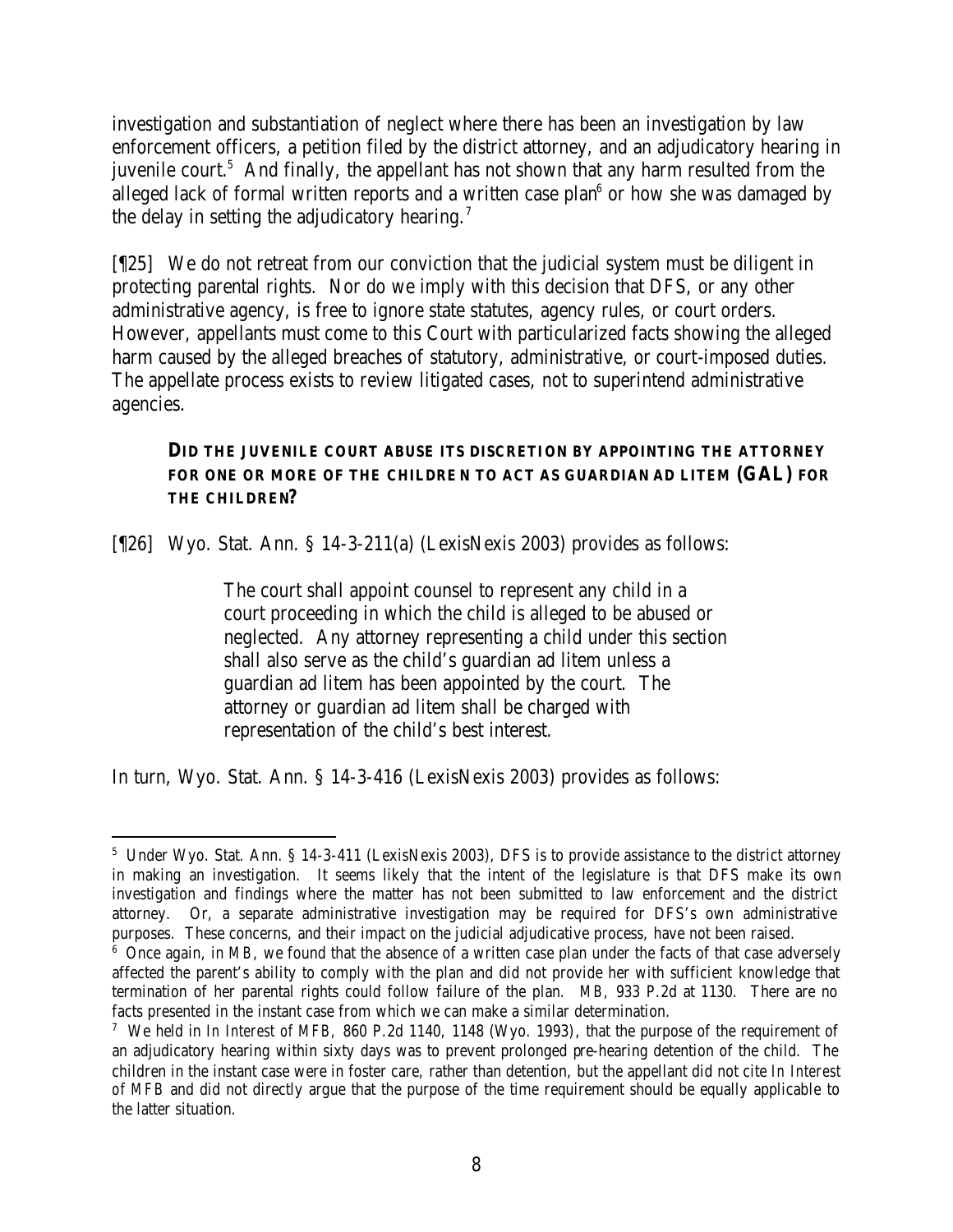investigation and substantiation of neglect where there has been an investigation by law enforcement officers, a petition filed by the district attorney, and an adjudicatory hearing in juvenile court.[5] And finally, the appellant has not shown that any harm resulted from the alleged lack of formal written reports and a written case plan[6] or how she was damaged by the delay in setting the adjudicatory hearing.[7]

[¶25] We do not retreat from our conviction that the judicial system must be diligent in protecting parental rights. Nor do we imply with this decision that DFS, or any other administrative agency, is free to ignore state statutes, agency rules, or court orders. However, appellants must come to this Court with particularized facts showing the alleged harm caused by the alleged breaches of statutory, administrative, or court-imposed duties. The appellate process exists to review litigated cases, not to superintend administrative agencies.

**DID THE JUVENILE COURT ABUSE ITS DISCRETION BY APPOINTING THE ATTORNEY FOR ONE OR MORE OF THE CHILDREN TO ACT AS GUARDIAN AD LITEM (GAL) FOR THE CHILDREN?**

[¶26] Wyo. Stat. Ann. § 14-3-211(a) (LexisNexis 2003) provides as follows:

> The court shall appoint counsel to represent any child in a court proceeding in which the child is alleged to be abused or neglected. Any attorney representing a child under this section shall also serve as the child's guardian ad litem unless a guardian ad litem has been appointed by the court. The attorney or guardian ad litem shall be charged with representation of the child's best interest.

In turn, Wyo. Stat. Ann. § 14-3-416 (LexisNexis 2003) provides as follows:

---

[5] Under Wyo. Stat. Ann. § 14-3-411 (LexisNexis 2003), DFS is to provide assistance to the district attorney in making an investigation. It seems likely that the intent of the legislature is that DFS make its own investigation and findings where the matter has not been submitted to law enforcement and the district attorney. Or, a separate administrative investigation may be required for DFS's own administrative purposes. These concerns, and their impact on the judicial adjudicative process, have not been raised.

[6] Once again, in *MB*, we found that the absence of a written case plan under the facts of that case adversely affected the parent's ability to comply with the plan and did not provide her with sufficient knowledge that termination of her parental rights could follow failure of the plan. *MB*, 933 P.2d at 1130. There are no facts presented in the instant case from which we can make a similar determination.

[7] We held in *In Interest of MFB*, 860 P.2d 1140, 1148 (Wyo. 1993), that the purpose of the requirement of an adjudicatory hearing within sixty days was to prevent prolonged *pre*-hearing detention of the child. The children in the instant case were in foster care, rather than detention, but the appellant did not cite *In Interest of MFB* and did not directly argue that the purpose of the time requirement should be equally applicable to the latter situation.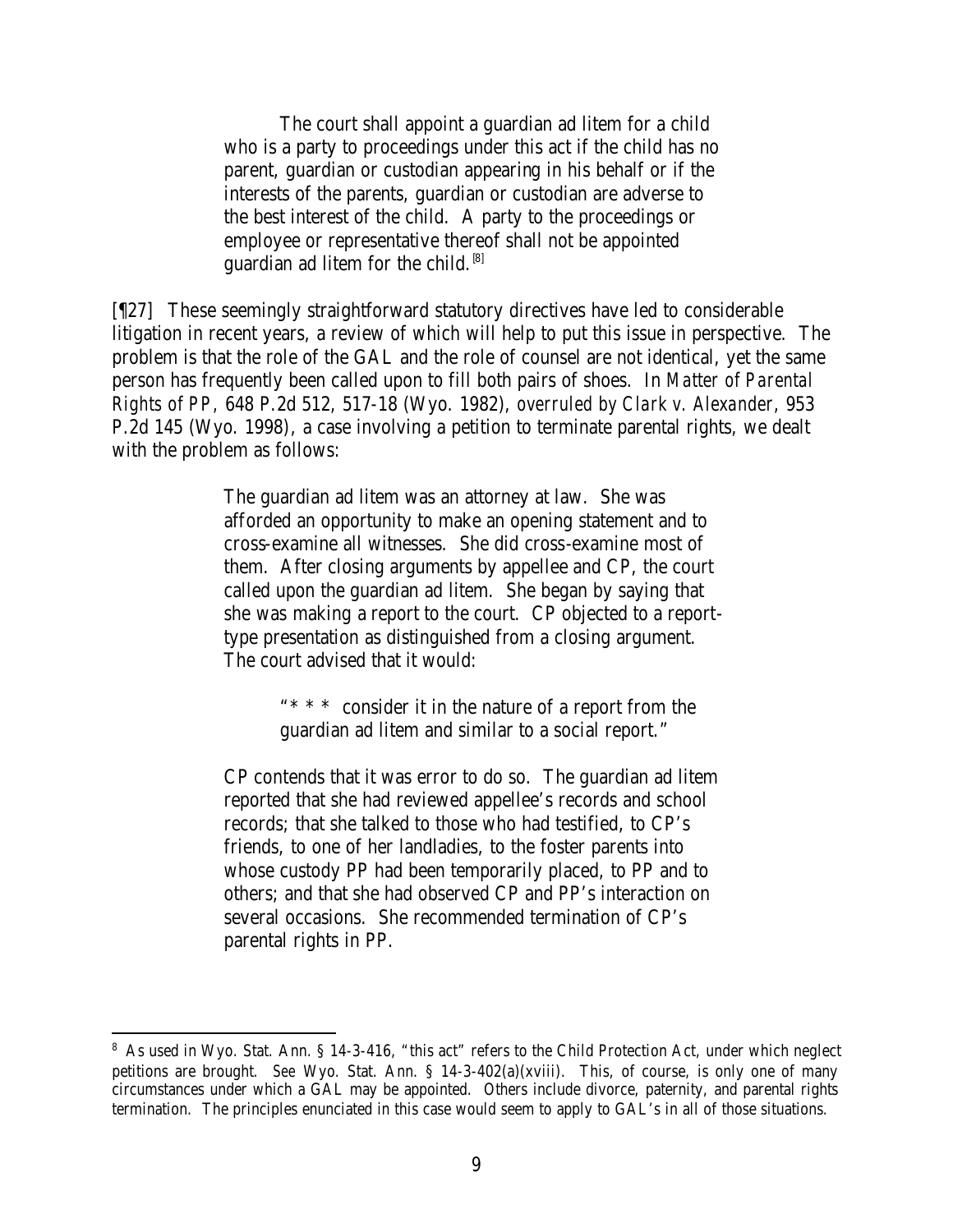> The court shall appoint a guardian ad litem for a child who is a party to proceedings under this act if the child has no parent, guardian or custodian appearing in his behalf or if the interests of the parents, guardian or custodian are adverse to the best interest of the child. A party to the proceedings or employee or representative thereof shall not be appointed guardian ad litem for the child.[8]

[¶27] These seemingly straightforward statutory directives have led to considerable litigation in recent years, a review of which will help to put this issue in perspective. The problem is that the role of the GAL and the role of counsel are not identical, yet the same person has frequently been called upon to fill both pairs of shoes. In *Matter of Parental Rights of PP*, 648 P.2d 512, 517-18 (Wyo. 1982), *overruled by Clark v. Alexander*, 953 P.2d 145 (Wyo. 1998), a case involving a petition to terminate parental rights, we dealt with the problem as follows:

> The guardian ad litem was an attorney at law. She was afforded an opportunity to make an opening statement and to cross-examine all witnesses. She did cross-examine most of them. After closing arguments by appellee and CP, the court called upon the guardian ad litem. She began by saying that she was making a report to the court. CP objected to a report-type presentation as distinguished from a closing argument. The court advised that it would:
>
> > "* * * consider it in the nature of a report from the guardian ad litem and similar to a social report."
>
> CP contends that it was error to do so. The guardian ad litem reported that she had reviewed appellee's records and school records; that she talked to those who had testified, to CP's friends, to one of her landladies, to the foster parents into whose custody PP had been temporarily placed, to PP and to others; and that she had observed CP and PP's interaction on several occasions. She recommended termination of CP's parental rights in PP.

---

[8] As used in Wyo. Stat. Ann. § 14-3-416, "this act" refers to the Child Protection Act, under which neglect petitions are brought. *See* Wyo. Stat. Ann. § 14-3-402(a)(xviii). This, of course, is only one of many circumstances under which a GAL may be appointed. Others include divorce, paternity, and parental rights termination. The principles enunciated in this case would seem to apply to GAL's in all of those situations.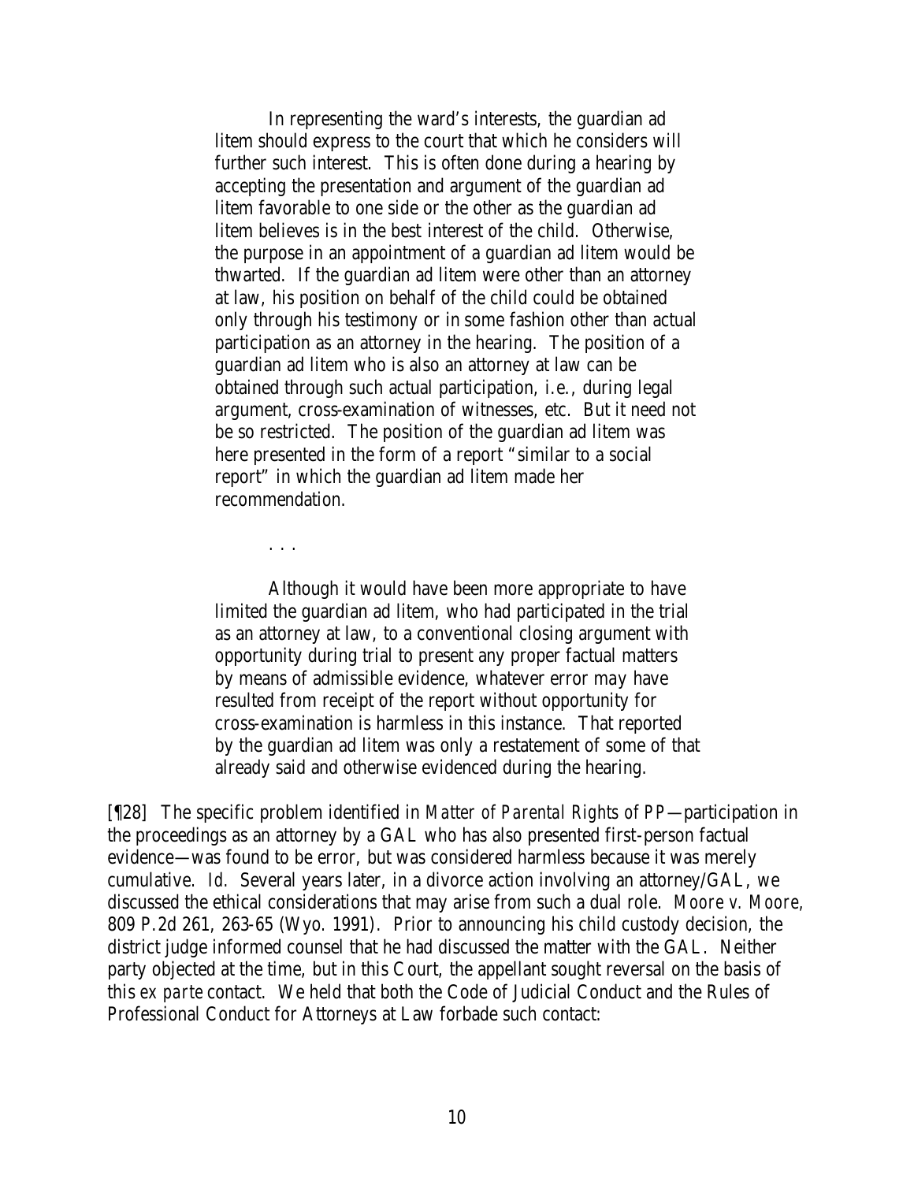> In representing the ward's interests, the guardian ad litem should express to the court that which he considers will further such interest. This is often done during a hearing by accepting the presentation and argument of the guardian ad litem favorable to one side or the other as the guardian ad litem believes is in the best interest of the child. Otherwise, the purpose in an appointment of a guardian ad litem would be thwarted. If the guardian ad litem were other than an attorney at law, his position on behalf of the child could be obtained only through his testimony or in some fashion other than actual participation as an attorney in the hearing. The position of a guardian ad litem who is also an attorney at law can be obtained through such actual participation, i.e., during legal argument, cross-examination of witnesses, etc. But it need not be so restricted. The position of the guardian ad litem was here presented in the form of a report "similar to a social report" in which the guardian ad litem made her recommendation.
>
> . . .
>
> Although it would have been more appropriate to have limited the guardian ad litem, who had participated in the trial as an attorney at law, to a conventional closing argument with opportunity during trial to present any proper factual matters by means of admissible evidence, whatever error may have resulted from receipt of the report without opportunity for cross-examination is harmless in this instance. That reported by the guardian ad litem was only a restatement of some of that already said and otherwise evidenced during the hearing.

[¶28] The specific problem identified in *Matter of Parental Rights of PP*—participation in the proceedings as an attorney by a GAL who has also presented first-person factual evidence—was found to be error, but was considered harmless because it was merely cumulative. *Id.* Several years later, in a divorce action involving an attorney/GAL, we discussed the ethical considerations that may arise from such a dual role. *Moore v. Moore*, 809 P.2d 261, 263-65 (Wyo. 1991). Prior to announcing his child custody decision, the district judge informed counsel that he had discussed the matter with the GAL. Neither party objected at the time, but in this Court, the appellant sought reversal on the basis of this *ex parte* contact. We held that both the Code of Judicial Conduct and the Rules of Professional Conduct for Attorneys at Law forbade such contact: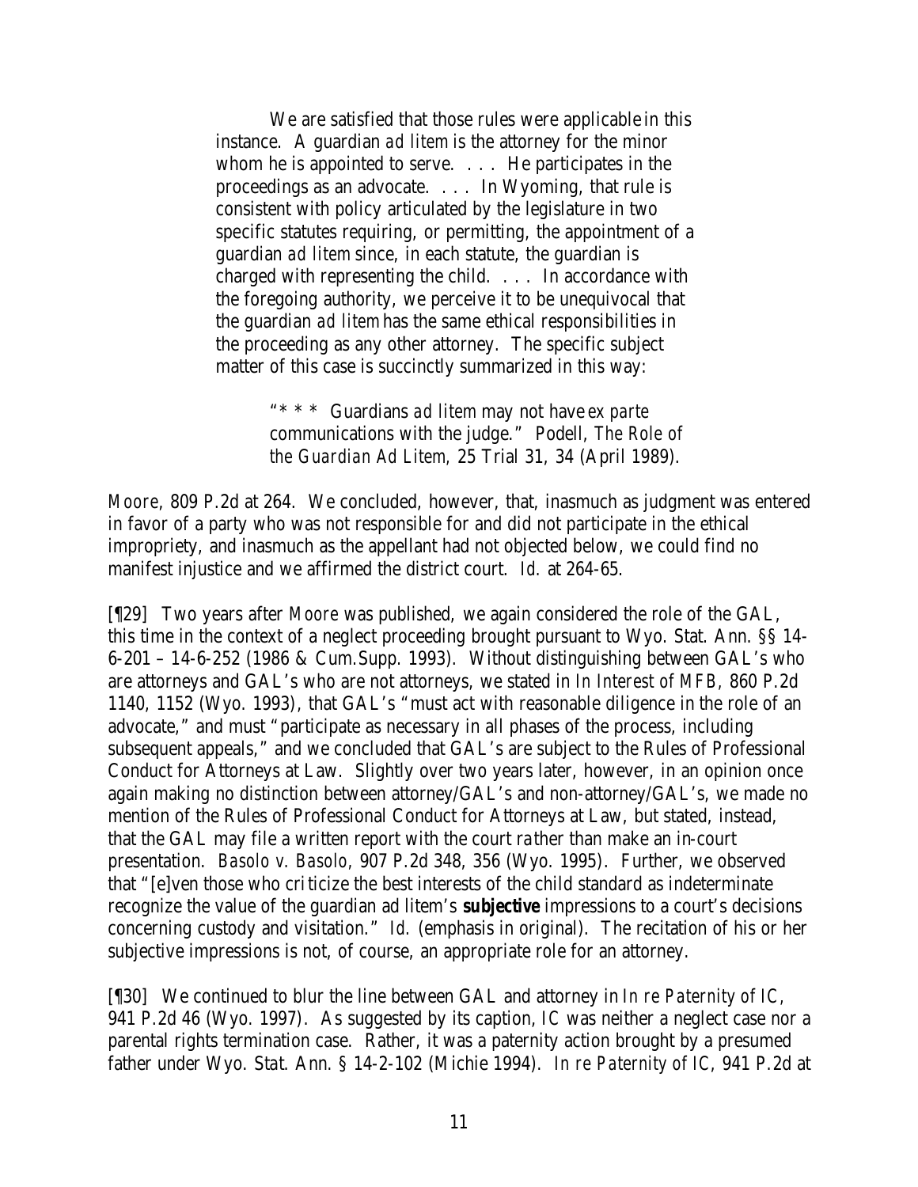> We are satisfied that those rules were applicable in this instance. A guardian *ad litem* is the attorney for the minor whom he is appointed to serve. . . . He participates in the proceedings as an advocate. . . . In Wyoming, that rule is consistent with policy articulated by the legislature in two specific statutes requiring, or permitting, the appointment of a guardian *ad litem* since, in each statute, the guardian is charged with representing the child. . . . In accordance with the foregoing authority, we perceive it to be unequivocal that the guardian *ad litem* has the same ethical responsibilities in the proceeding as any other attorney. The specific subject matter of this case is succinctly summarized in this way:
>
> > "* * * Guardians *ad litem* may not have *ex parte* communications with the judge." Podell, *The Role of the Guardian Ad Litem,* 25 Trial 31, 34 (April 1989).

*Moore*, 809 P.2d at 264. We concluded, however, that, inasmuch as judgment was entered in favor of a party who was not responsible for and did not participate in the ethical impropriety, and inasmuch as the appellant had not objected below, we could find no manifest injustice and we affirmed the district court. *Id.* at 264-65.

[¶29] Two years after *Moore* was published, we again considered the role of the GAL, this time in the context of a neglect proceeding brought pursuant to Wyo. Stat. Ann. §§ 14-6-201 – 14-6-252 (1986 & Cum.Supp. 1993). Without distinguishing between GAL's who are attorneys and GAL's who are not attorneys, we stated in *In Interest of MFB,* 860 P.2d 1140, 1152 (Wyo. 1993), that GAL's "must act with reasonable diligence in the role of an advocate," and must "participate as necessary in all phases of the process, including subsequent appeals," and we concluded that GAL's are subject to the Rules of Professional Conduct for Attorneys at Law. Slightly over two years later, however, in an opinion once again making no distinction between attorney/GAL's and non-attorney/GAL's, we made no mention of the Rules of Professional Conduct for Attorneys at Law, but stated, instead, that the GAL may file a written report with the court rather than make an in-court presentation. *Basolo v. Basolo*, 907 P.2d 348, 356 (Wyo. 1995). Further, we observed that "[e]ven those who criticize the best interests of the child standard as indeterminate recognize the value of the guardian ad litem's ***subjective*** impressions to a court's decisions concerning custody and visitation." *Id.* (emphasis in original). The recitation of his or her subjective impressions is not, of course, an appropriate role for an attorney.

[¶30] We continued to blur the line between GAL and attorney in *In re Paternity of IC,* 941 P.2d 46 (Wyo. 1997). As suggested by its caption, *IC* was neither a neglect case nor a parental rights termination case. Rather, it was a paternity action brought by a presumed father under Wyo. Stat. Ann. § 14-2-102 (Michie 1994). *In re Paternity of IC*, 941 P.2d at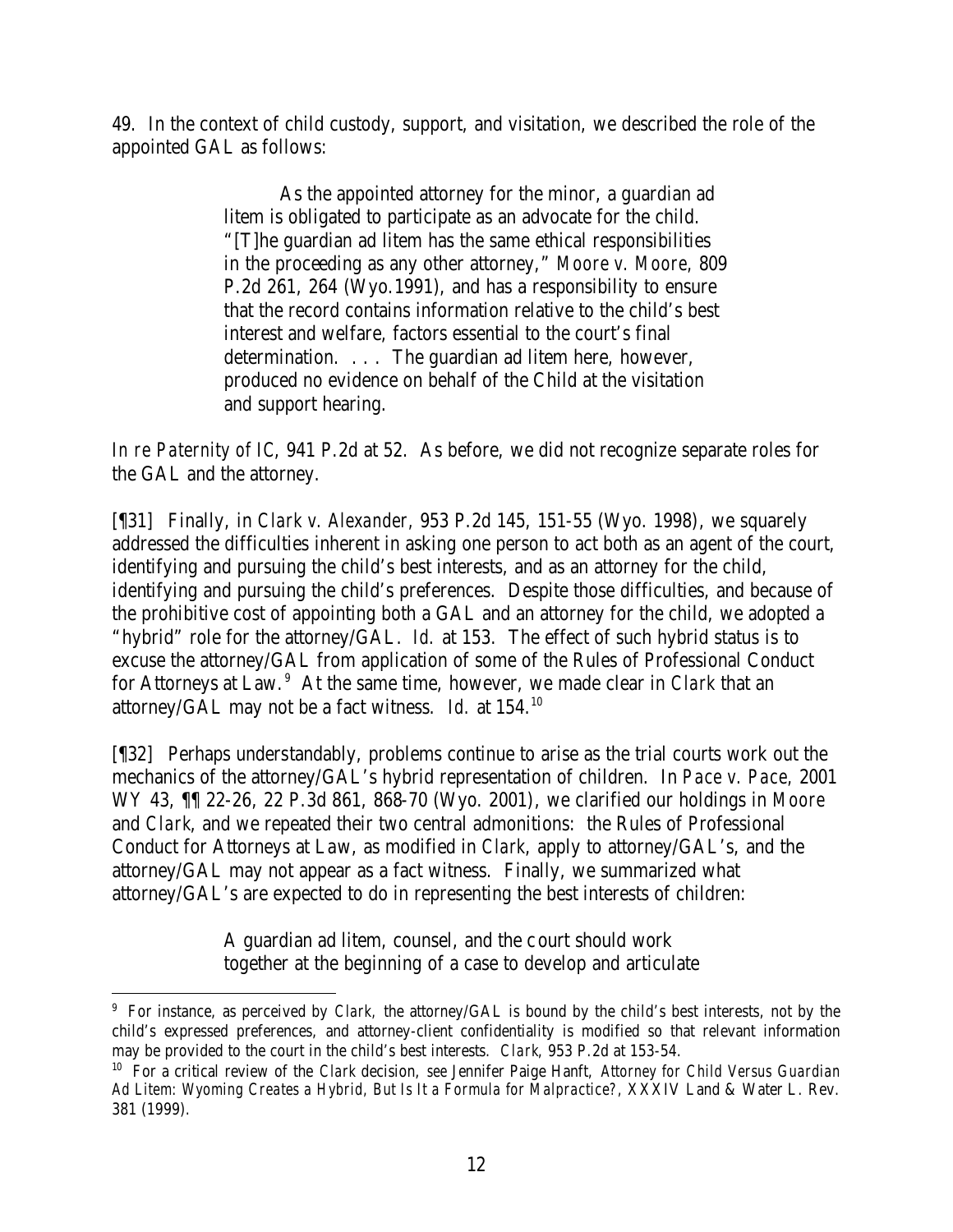49. In the context of child custody, support, and visitation, we described the role of the appointed GAL as follows:

> As the appointed attorney for the minor, a guardian ad litem is obligated to participate as an advocate for the child. "[T]he guardian ad litem has the same ethical responsibilities in the proceeding as any other attorney," *Moore v. Moore*, 809 P.2d 261, 264 (Wyo.1991), and has a responsibility to ensure that the record contains information relative to the child's best interest and welfare, factors essential to the court's final determination. . . . The guardian ad litem here, however, produced no evidence on behalf of the Child at the visitation and support hearing.

*In re Paternity of IC*, 941 P.2d at 52. As before, we did not recognize separate roles for the GAL and the attorney.

[¶31] Finally, in *Clark v. Alexander*, 953 P.2d 145, 151-55 (Wyo. 1998), we squarely addressed the difficulties inherent in asking one person to act both as an agent of the court, identifying and pursuing the child's best interests, and as an attorney for the child, identifying and pursuing the child's preferences. Despite those difficulties, and because of the prohibitive cost of appointing both a GAL and an attorney for the child, we adopted a "hybrid" role for the attorney/GAL. *Id.* at 153. The effect of such hybrid status is to excuse the attorney/GAL from application of some of the Rules of Professional Conduct for Attorneys at Law.[9] At the same time, however, we made clear in *Clark* that an attorney/GAL may not be a fact witness. *Id.* at 154.[10]

[¶32] Perhaps understandably, problems continue to arise as the trial courts work out the mechanics of the attorney/GAL's hybrid representation of children. In *Pace v. Pace*, 2001 WY 43, ¶¶ 22-26, 22 P.3d 861, 868-70 (Wyo. 2001), we clarified our holdings in *Moore* and *Clark*, and we repeated their two central admonitions: the Rules of Professional Conduct for Attorneys at Law, as modified in *Clark*, apply to attorney/GAL's, and the attorney/GAL may not appear as a fact witness. Finally, we summarized what attorney/GAL's are expected to do in representing the best interests of children:

> A guardian ad litem, counsel, and the court should work together at the beginning of a case to develop and articulate

---

[9] For instance, as perceived by *Clark*, the attorney/GAL is bound by the child's best interests, not by the child's expressed preferences, and attorney-client confidentiality is modified so that relevant information may be provided to the court in the child's best interests. *Clark*, 953 P.2d at 153-54.

[10] For a critical review of the *Clark* decision, *see* Jennifer Paige Hanft, *Attorney for Child Versus Guardian Ad Litem: Wyoming Creates a Hybrid, But Is It a Formula for Malpractice?*, XXXIV Land & Water L. Rev. 381 (1999).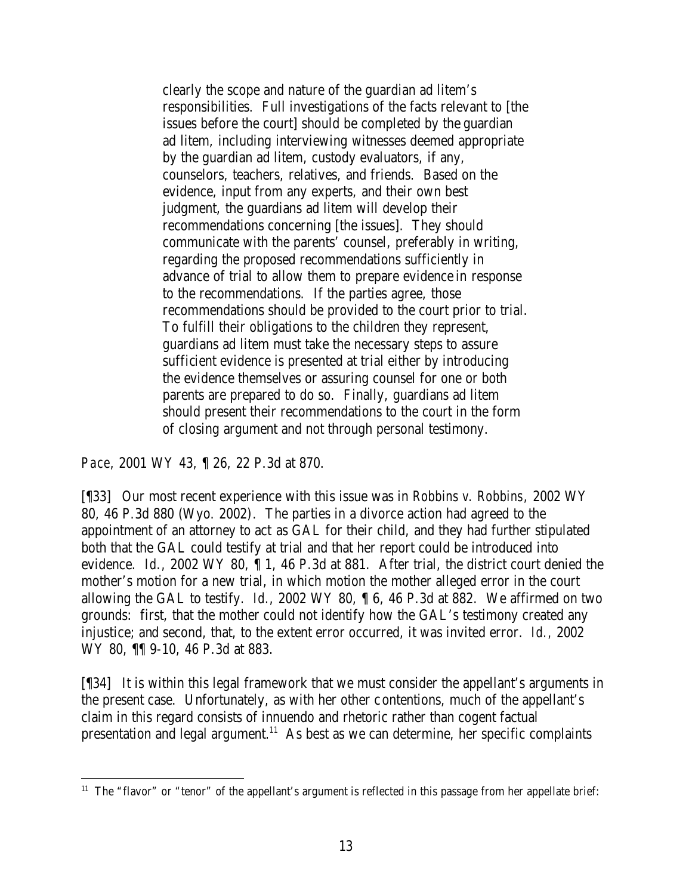> clearly the scope and nature of the guardian ad litem's responsibilities. Full investigations of the facts relevant to [the issues before the court] should be completed by the guardian ad litem, including interviewing witnesses deemed appropriate by the guardian ad litem, custody evaluators, if any, counselors, teachers, relatives, and friends. Based on the evidence, input from any experts, and their own best judgment, the guardians ad litem will develop their recommendations concerning [the issues]. They should communicate with the parents' counsel, preferably in writing, regarding the proposed recommendations sufficiently in advance of trial to allow them to prepare evidence in response to the recommendations. If the parties agree, those recommendations should be provided to the court prior to trial. To fulfill their obligations to the children they represent, guardians ad litem must take the necessary steps to assure sufficient evidence is presented at trial either by introducing the evidence themselves or assuring counsel for one or both parents are prepared to do so. Finally, guardians ad litem should present their recommendations to the court in the form of closing argument and not through personal testimony.

*Pace*, 2001 WY 43, ¶ 26, 22 P.3d at 870.

[¶33] Our most recent experience with this issue was in *Robbins v. Robbins*, 2002 WY 80, 46 P.3d 880 (Wyo. 2002). The parties in a divorce action had agreed to the appointment of an attorney to act as GAL for their child, and they had further stipulated both that the GAL could testify at trial and that her report could be introduced into evidence. *Id.*, 2002 WY 80, ¶ 1, 46 P.3d at 881. After trial, the district court denied the mother's motion for a new trial, in which motion the mother alleged error in the court allowing the GAL to testify. *Id.*, 2002 WY 80, ¶ 6, 46 P.3d at 882. We affirmed on two grounds: first, that the mother could not identify how the GAL's testimony created any injustice; and second, that, to the extent error occurred, it was invited error. *Id.*, 2002 WY 80, ¶¶ 9-10, 46 P.3d at 883.

[¶34] It is within this legal framework that we must consider the appellant's arguments in the present case. Unfortunately, as with her other contentions, much of the appellant's claim in this regard consists of innuendo and rhetoric rather than cogent factual presentation and legal argument.[11] As best as we can determine, her specific complaints

---

[11] The "flavor" or "tenor" of the appellant's argument is reflected in this passage from her appellate brief: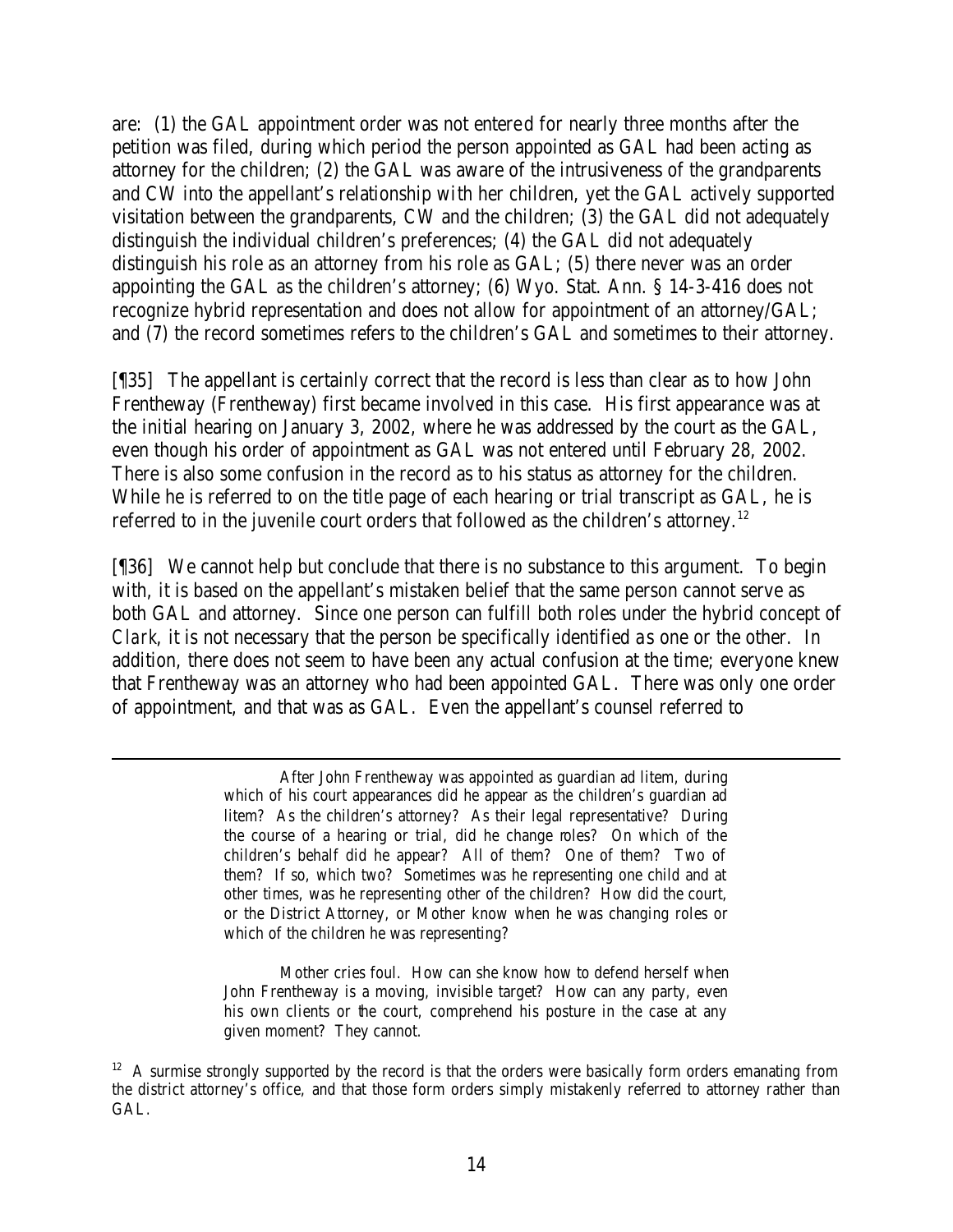are: (1) the GAL appointment order was not entered for nearly three months after the petition was filed, during which period the person appointed as GAL had been acting as attorney for the children; (2) the GAL was aware of the intrusiveness of the grandparents and CW into the appellant's relationship with her children, yet the GAL actively supported visitation between the grandparents, CW and the children; (3) the GAL did not adequately distinguish the individual children's preferences; (4) the GAL did not adequately distinguish his role as an attorney from his role as GAL; (5) there never was an order appointing the GAL as the children's attorney; (6) Wyo. Stat. Ann. § 14-3-416 does not recognize hybrid representation and does not allow for appointment of an attorney/GAL; and (7) the record sometimes refers to the children's GAL and sometimes to their attorney.

[¶35] The appellant is certainly correct that the record is less than clear as to how John Frentheway (Frentheway) first became involved in this case. His first appearance was at the initial hearing on January 3, 2002, where he was addressed by the court as the GAL, even though his order of appointment as GAL was not entered until February 28, 2002. There is also some confusion in the record as to his status as attorney for the children. While he is referred to on the title page of each hearing or trial transcript as GAL, he is referred to in the juvenile court orders that followed as the children's attorney.[12]

[¶36] We cannot help but conclude that there is no substance to this argument. To begin with, it is based on the appellant's mistaken belief that the same person cannot serve as both GAL and attorney. Since one person can fulfill both roles under the hybrid concept of *Clark*, it is not necessary that the person be specifically identified as one or the other. In addition, there does not seem to have been any actual confusion at the time; everyone knew that Frentheway was an attorney who had been appointed GAL. There was only one order of appointment, and that was as GAL. Even the appellant's counsel referred to

> After John Frentheway was appointed as guardian ad litem, during which of his court appearances did he appear as the children's guardian ad litem? As the children's attorney? As their legal representative? During the course of a hearing or trial, did he change roles? On which of the children's behalf did he appear? All of them? One of them? Two of them? If so, which two? Sometimes was he representing one child and at other times, was he representing other of the children? How did the court, or the District Attorney, or Mother know when he was changing roles or which of the children he was representing?
>
> Mother cries foul. How can she know how to defend herself when John Frentheway is a moving, invisible target? How can any party, even his own clients or the court, comprehend his posture in the case at any given moment? They cannot.

[12] A surmise strongly supported by the record is that the orders were basically form orders emanating from the district attorney's office, and that those form orders simply mistakenly referred to attorney rather than GAL.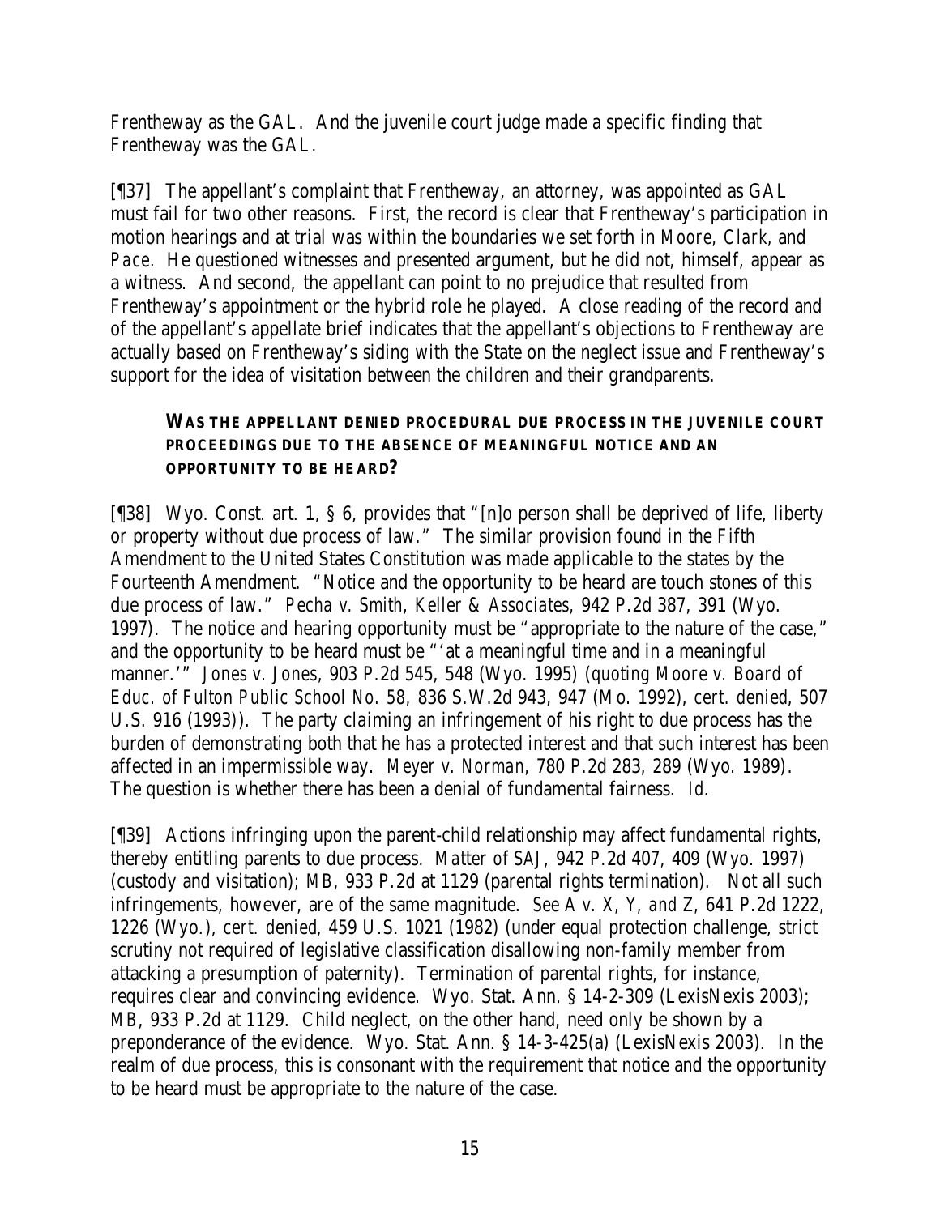Frentheway as the GAL. And the juvenile court judge made a specific finding that Frentheway was the GAL.

[¶37] The appellant's complaint that Frentheway, an attorney, was appointed as GAL must fail for two other reasons. First, the record is clear that Frentheway's participation in motion hearings and at trial was within the boundaries we set forth in *Moore*, *Clark*, and *Pace*. He questioned witnesses and presented argument, but he did not, himself, appear as a witness. And second, the appellant can point to no prejudice that resulted from Frentheway's appointment or the hybrid role he played. A close reading of the record and of the appellant's appellate brief indicates that the appellant's objections to Frentheway are actually based on Frentheway's siding with the State on the neglect issue and Frentheway's support for the idea of visitation between the children and their grandparents.

### WAS THE APPELLANT DENIED PROCEDURAL DUE PROCESS IN THE JUVENILE COURT PROCEEDINGS DUE TO THE ABSENCE OF MEANINGFUL NOTICE AND AN OPPORTUNITY TO BE HEARD?

[¶38] Wyo. Const. art. 1, § 6, provides that "[n]o person shall be deprived of life, liberty or property without due process of law." The similar provision found in the Fifth Amendment to the United States Constitution was made applicable to the states by the Fourteenth Amendment. "Notice and the opportunity to be heard are touch stones of this due process of law." *Pecha v. Smith, Keller & Associates*, 942 P.2d 387, 391 (Wyo. 1997). The notice and hearing opportunity must be "appropriate to the nature of the case," and the opportunity to be heard must be "'at a meaningful time and in a meaningful manner.'" *Jones v. Jones*, 903 P.2d 545, 548 (Wyo. 1995) (*quoting Moore v. Board of Educ. of Fulton Public School No. 58*, 836 S.W.2d 943, 947 (Mo. 1992), *cert. denied*, 507 U.S. 916 (1993)). The party claiming an infringement of his right to due process has the burden of demonstrating both that he has a protected interest and that such interest has been affected in an impermissible way. *Meyer v. Norman*, 780 P.2d 283, 289 (Wyo. 1989). The question is whether there has been a denial of fundamental fairness. *Id.*

[¶39] Actions infringing upon the parent-child relationship may affect fundamental rights, thereby entitling parents to due process. *Matter of SAJ*, 942 P.2d 407, 409 (Wyo. 1997) (custody and visitation); *MB*, 933 P.2d at 1129 (parental rights termination). Not all such infringements, however, are of the same magnitude. *See A v. X, Y, and Z*, 641 P.2d 1222, 1226 (Wyo.), *cert. denied*, 459 U.S. 1021 (1982) (under equal protection challenge, strict scrutiny not required of legislative classification disallowing non-family member from attacking a presumption of paternity). Termination of parental rights, for instance, requires clear and convincing evidence. Wyo. Stat. Ann. § 14-2-309 (LexisNexis 2003); *MB*, 933 P.2d at 1129. Child neglect, on the other hand, need only be shown by a preponderance of the evidence. Wyo. Stat. Ann. § 14-3-425(a) (LexisNexis 2003). In the realm of due process, this is consonant with the requirement that notice and the opportunity to be heard must be appropriate to the nature of the case.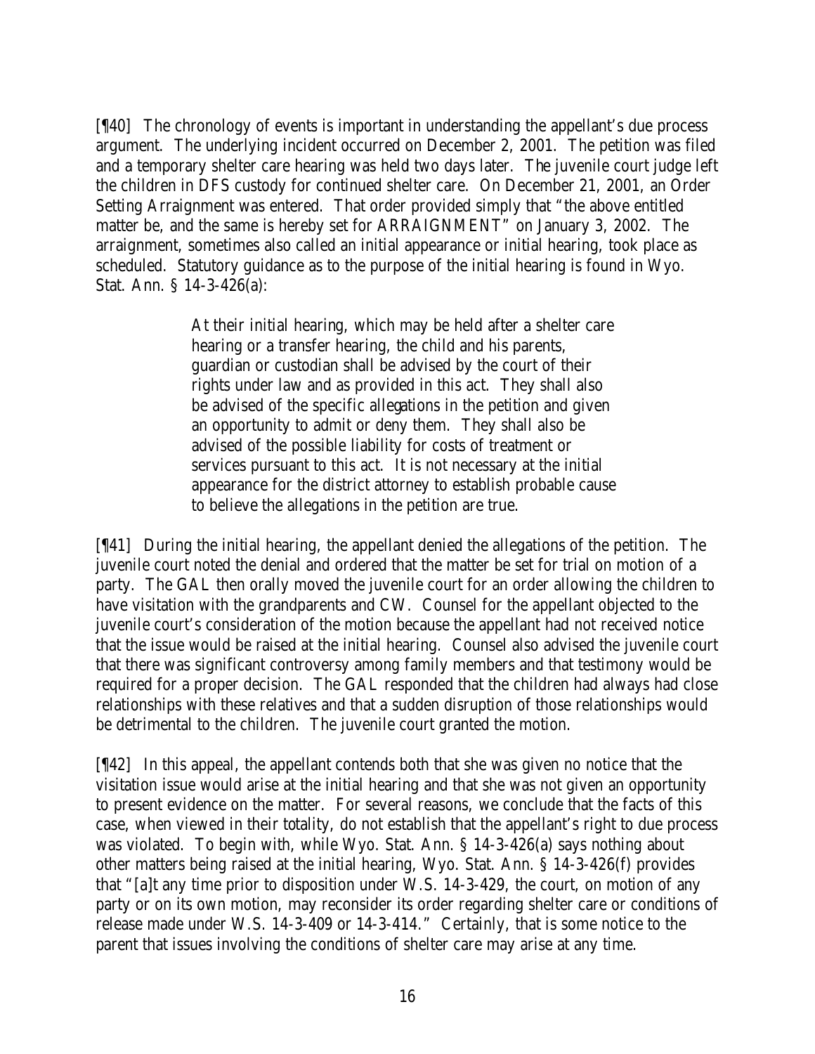[¶40] The chronology of events is important in understanding the appellant's due process argument. The underlying incident occurred on December 2, 2001. The petition was filed and a temporary shelter care hearing was held two days later. The juvenile court judge left the children in DFS custody for continued shelter care. On December 21, 2001, an Order Setting Arraignment was entered. That order provided simply that "the above entitled matter be, and the same is hereby set for ARRAIGNMENT" on January 3, 2002. The arraignment, sometimes also called an initial appearance or initial hearing, took place as scheduled. Statutory guidance as to the purpose of the initial hearing is found in Wyo. Stat. Ann. § 14-3-426(a):

> At their initial hearing, which may be held after a shelter care hearing or a transfer hearing, the child and his parents, guardian or custodian shall be advised by the court of their rights under law and as provided in this act. They shall also be advised of the specific allegations in the petition and given an opportunity to admit or deny them. They shall also be advised of the possible liability for costs of treatment or services pursuant to this act. It is not necessary at the initial appearance for the district attorney to establish probable cause to believe the allegations in the petition are true.

[¶41] During the initial hearing, the appellant denied the allegations of the petition. The juvenile court noted the denial and ordered that the matter be set for trial on motion of a party. The GAL then orally moved the juvenile court for an order allowing the children to have visitation with the grandparents and CW. Counsel for the appellant objected to the juvenile court's consideration of the motion because the appellant had not received notice that the issue would be raised at the initial hearing. Counsel also advised the juvenile court that there was significant controversy among family members and that testimony would be required for a proper decision. The GAL responded that the children had always had close relationships with these relatives and that a sudden disruption of those relationships would be detrimental to the children. The juvenile court granted the motion.

[¶42] In this appeal, the appellant contends both that she was given no notice that the visitation issue would arise at the initial hearing and that she was not given an opportunity to present evidence on the matter. For several reasons, we conclude that the facts of this case, when viewed in their totality, do not establish that the appellant's right to due process was violated. To begin with, while Wyo. Stat. Ann. § 14-3-426(a) says nothing about other matters being raised at the initial hearing, Wyo. Stat. Ann. § 14-3-426(f) provides that "[a]t any time prior to disposition under W.S. 14-3-429, the court, on motion of any party or on its own motion, may reconsider its order regarding shelter care or conditions of release made under W.S. 14-3-409 or 14-3-414." Certainly, that is some notice to the parent that issues involving the conditions of shelter care may arise at any time.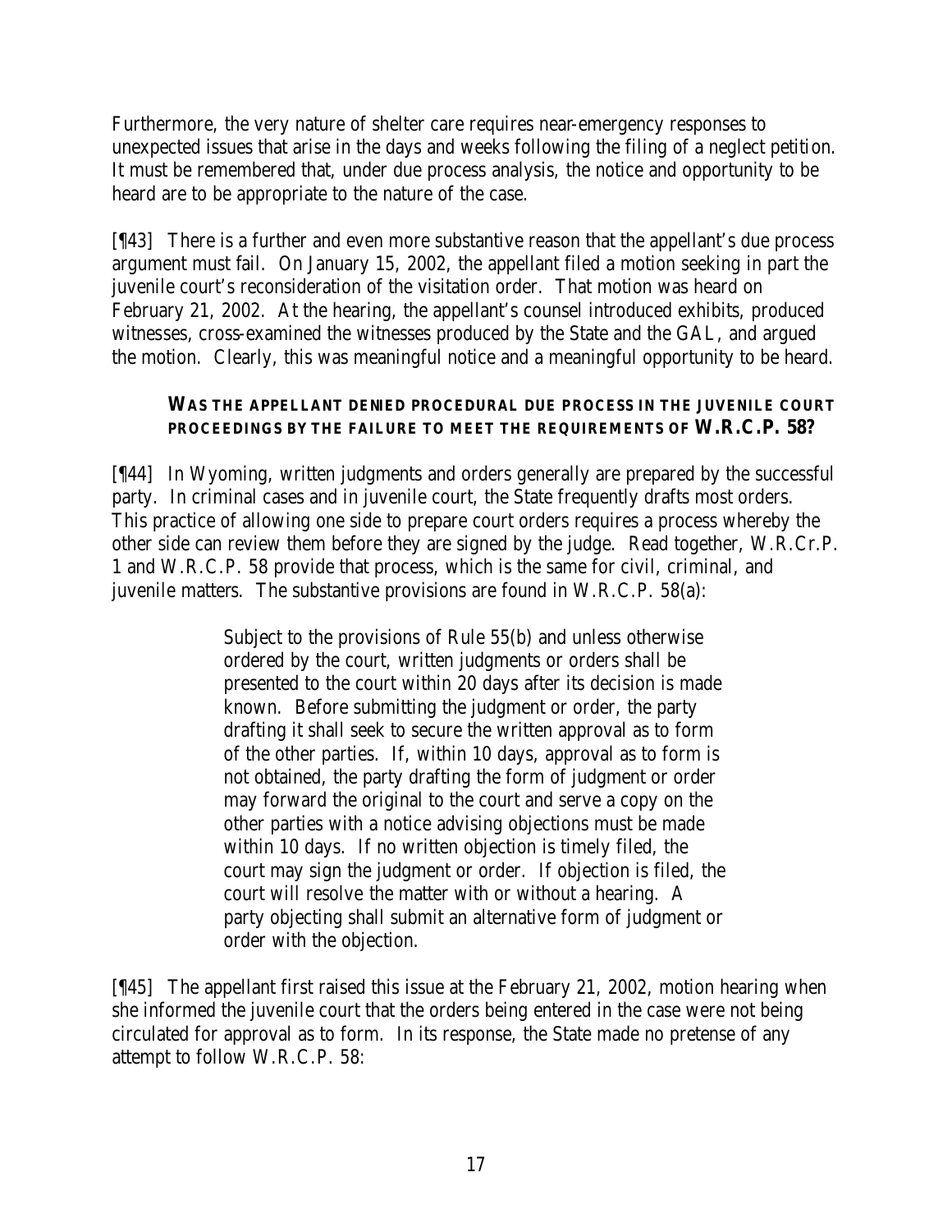Furthermore, the very nature of shelter care requires near-emergency responses to unexpected issues that arise in the days and weeks following the filing of a neglect petition. It must be remembered that, under due process analysis, the notice and opportunity to be heard are to be appropriate to the nature of the case.

[¶43] There is a further and even more substantive reason that the appellant's due process argument must fail. On January 15, 2002, the appellant filed a motion seeking in part the juvenile court's reconsideration of the visitation order. That motion was heard on February 21, 2002. At the hearing, the appellant's counsel introduced exhibits, produced witnesses, cross-examined the witnesses produced by the State and the GAL, and argued the motion. Clearly, this was meaningful notice and a meaningful opportunity to be heard.

### WAS THE APPELLANT DENIED PROCEDURAL DUE PROCESS IN THE JUVENILE COURT PROCEEDINGS BY THE FAILURE TO MEET THE REQUIREMENTS OF W.R.C.P. 58?

[¶44] In Wyoming, written judgments and orders generally are prepared by the successful party. In criminal cases and in juvenile court, the State frequently drafts most orders. This practice of allowing one side to prepare court orders requires a process whereby the other side can review them before they are signed by the judge. Read together, W.R.Cr.P. 1 and W.R.C.P. 58 provide that process, which is the same for civil, criminal, and juvenile matters. The substantive provisions are found in W.R.C.P. 58(a):

> Subject to the provisions of Rule 55(b) and unless otherwise ordered by the court, written judgments or orders shall be presented to the court within 20 days after its decision is made known. Before submitting the judgment or order, the party drafting it shall seek to secure the written approval as to form of the other parties. If, within 10 days, approval as to form is not obtained, the party drafting the form of judgment or order may forward the original to the court and serve a copy on the other parties with a notice advising objections must be made within 10 days. If no written objection is timely filed, the court may sign the judgment or order. If objection is filed, the court will resolve the matter with or without a hearing. A party objecting shall submit an alternative form of judgment or order with the objection.

[¶45] The appellant first raised this issue at the February 21, 2002, motion hearing when she informed the juvenile court that the orders being entered in the case were not being circulated for approval as to form. In its response, the State made no pretense of any attempt to follow W.R.C.P. 58: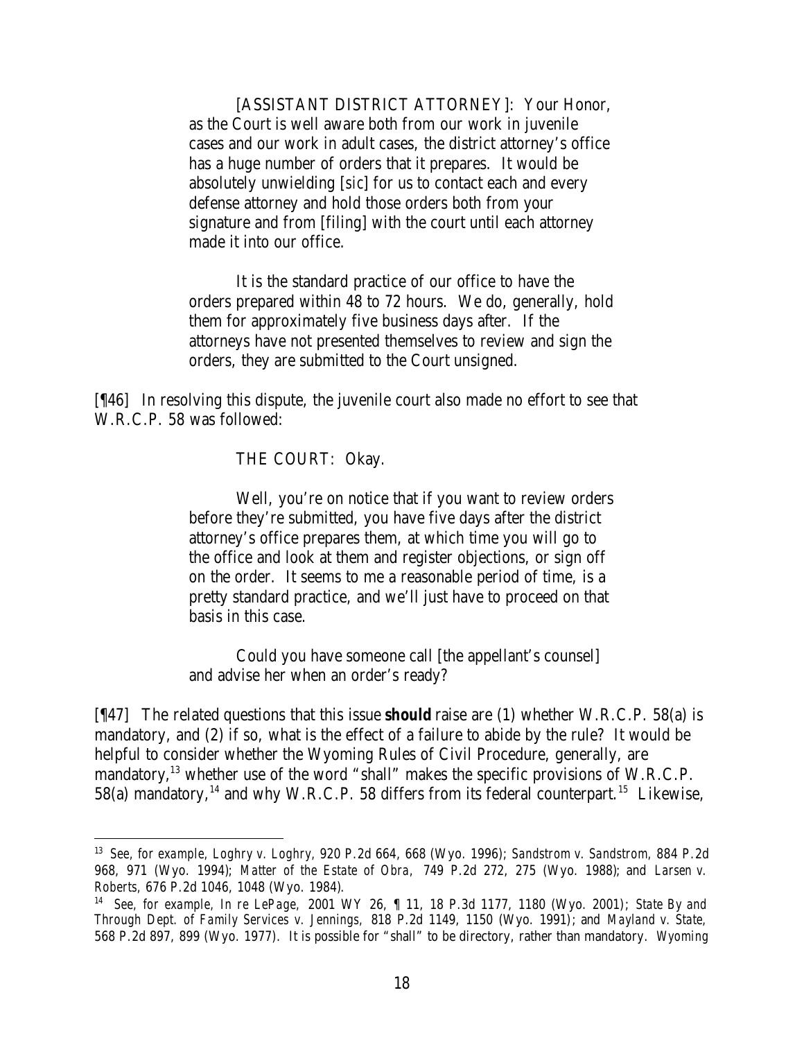> [ASSISTANT DISTRICT ATTORNEY]: Your Honor, as the Court is well aware both from our work in juvenile cases and our work in adult cases, the district attorney's office has a huge number of orders that it prepares. It would be absolutely unwielding [*sic*] for us to contact each and every defense attorney and hold those orders both from your signature and from [filing] with the court until each attorney made it into our office.
>
> It is the standard practice of our office to have the orders prepared within 48 to 72 hours. We do, generally, hold them for approximately five business days after. If the attorneys have not presented themselves to review and sign the orders, they are submitted to the Court unsigned.

[¶46] In resolving this dispute, the juvenile court also made no effort to see that W.R.C.P. 58 was followed:

> THE COURT: Okay.
>
> Well, you're on notice that if you want to review orders before they're submitted, you have five days after the district attorney's office prepares them, at which time you will go to the office and look at them and register objections, or sign off on the order. It seems to me a reasonable period of time, is a pretty standard practice, and we'll just have to proceed on that basis in this case.
>
> Could you have someone call [the appellant's counsel] and advise her when an order's ready?

[¶47] The related questions that this issue ***should*** raise are (1) whether W.R.C.P. 58(a) is mandatory, and (2) if so, what is the effect of a failure to abide by the rule? It would be helpful to consider whether the Wyoming Rules of Civil Procedure, generally, are mandatory,[13] whether use of the word "shall" makes the specific provisions of W.R.C.P. 58(a) mandatory,[14] and why W.R.C.P. 58 differs from its federal counterpart.[15] Likewise,

---

[13] *See, for example*, *Loghry v. Loghry*, 920 P.2d 664, 668 (Wyo. 1996); *Sandstrom v. Sandstrom*, 884 P.2d 968, 971 (Wyo. 1994); *Matter of the Estate of Obra*, 749 P.2d 272, 275 (Wyo. 1988); and *Larsen v. Roberts*, 676 P.2d 1046, 1048 (Wyo. 1984).

[14] *See, for example*, *In re LePage*, 2001 WY 26, ¶ 11, 18 P.3d 1177, 1180 (Wyo. 2001); *State By and Through Dept. of Family Services v. Jennings*, 818 P.2d 1149, 1150 (Wyo. 1991); and *Mayland v. State*, 568 P.2d 897, 899 (Wyo. 1977). It is possible for "shall" to be directory, rather than mandatory. *Wyoming*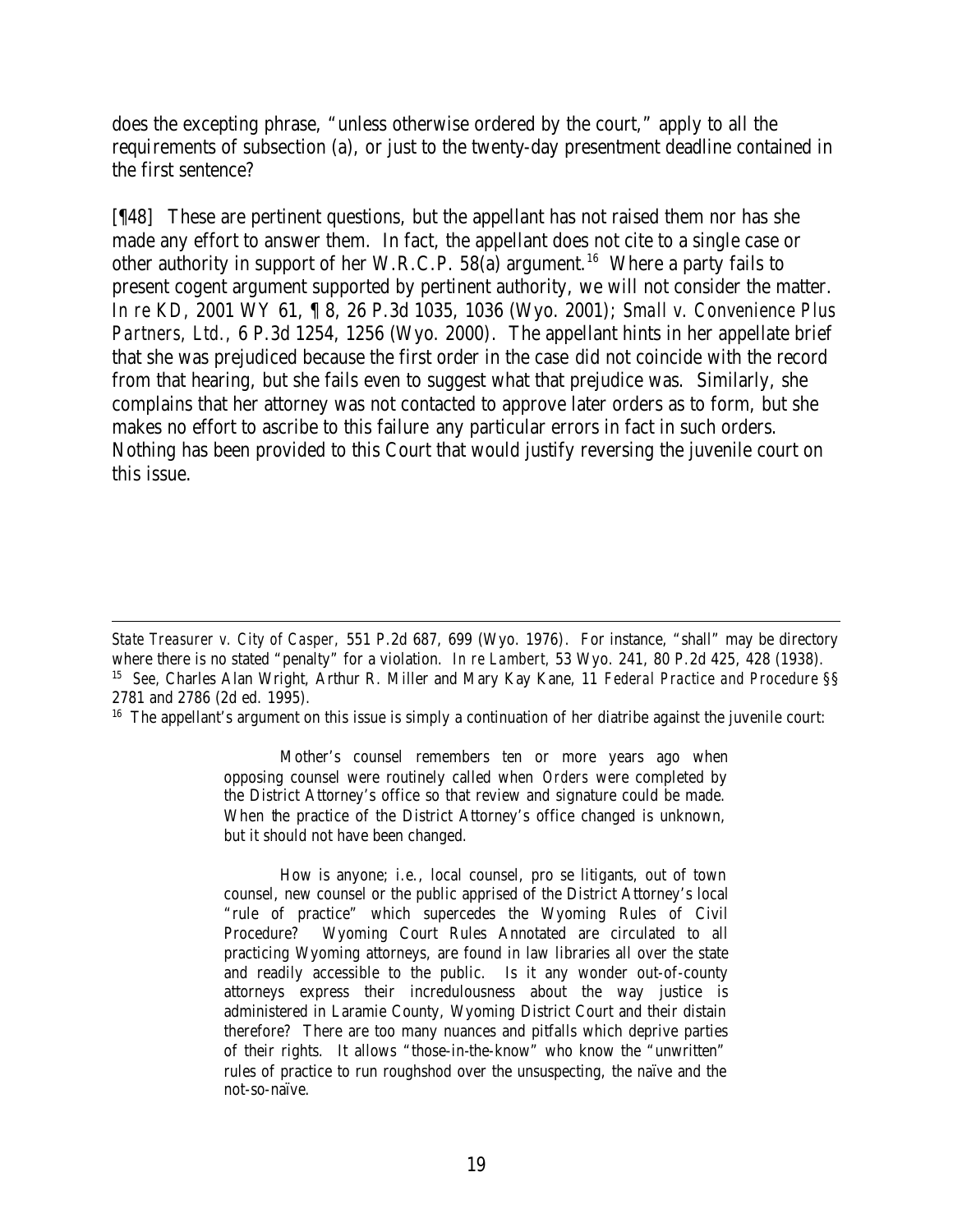does the excepting phrase, "unless otherwise ordered by the court," apply to all the requirements of subsection (a), or just to the twenty-day presentment deadline contained in the first sentence?

[¶48] These are pertinent questions, but the appellant has not raised them nor has she made any effort to answer them. In fact, the appellant does not cite to a single case or other authority in support of her W.R.C.P. 58(a) argument.[16] Where a party fails to present cogent argument supported by pertinent authority, we will not consider the matter. *In re KD*, 2001 WY 61, ¶ 8, 26 P.3d 1035, 1036 (Wyo. 2001); *Small v. Convenience Plus Partners, Ltd.*, 6 P.3d 1254, 1256 (Wyo. 2000). The appellant hints in her appellate brief that she was prejudiced because the first order in the case did not coincide with the record from that hearing, but she fails even to suggest what that prejudice was. Similarly, she complains that her attorney was not contacted to approve later orders as to form, but she makes no effort to ascribe to this failure any particular errors in fact in such orders. Nothing has been provided to this Court that would justify reversing the juvenile court on this issue.

---

*State Treasurer v. City of Casper*, 551 P.2d 687, 699 (Wyo. 1976). For instance, "shall" may be directory where there is no stated "penalty" for a violation. *In re Lambert*, 53 Wyo. 241, 80 P.2d 425, 428 (1938).

[15] *See*, Charles Alan Wright, Arthur R. Miller and Mary Kay Kane, 11 *Federal Practice and Procedure* §§ 2781 and 2786 (2d ed. 1995).

[16] The appellant's argument on this issue is simply a continuation of her diatribe against the juvenile court:

> Mother's counsel remembers ten or more years ago when opposing counsel were routinely called when *Orders* were completed by the District Attorney's office so that review and signature could be made. When the practice of the District Attorney's office changed is unknown, but it should not have been changed.
>
> How is anyone; i.e., local counsel, pro se litigants, out of town counsel, new counsel or the public apprised of the District Attorney's local "rule of practice" which supercedes the Wyoming Rules of Civil Procedure? Wyoming Court Rules Annotated are circulated to all practicing Wyoming attorneys, are found in law libraries all over the state and readily accessible to the public. Is it any wonder out-of-county attorneys express their incredulousness about the way justice is administered in Laramie County, Wyoming District Court and their distain therefore? There are too many nuances and pitfalls which deprive parties of their rights. It allows "those-in-the-know" who know the "unwritten" rules of practice to run roughshod over the unsuspecting, the naïve and the not-so-naïve.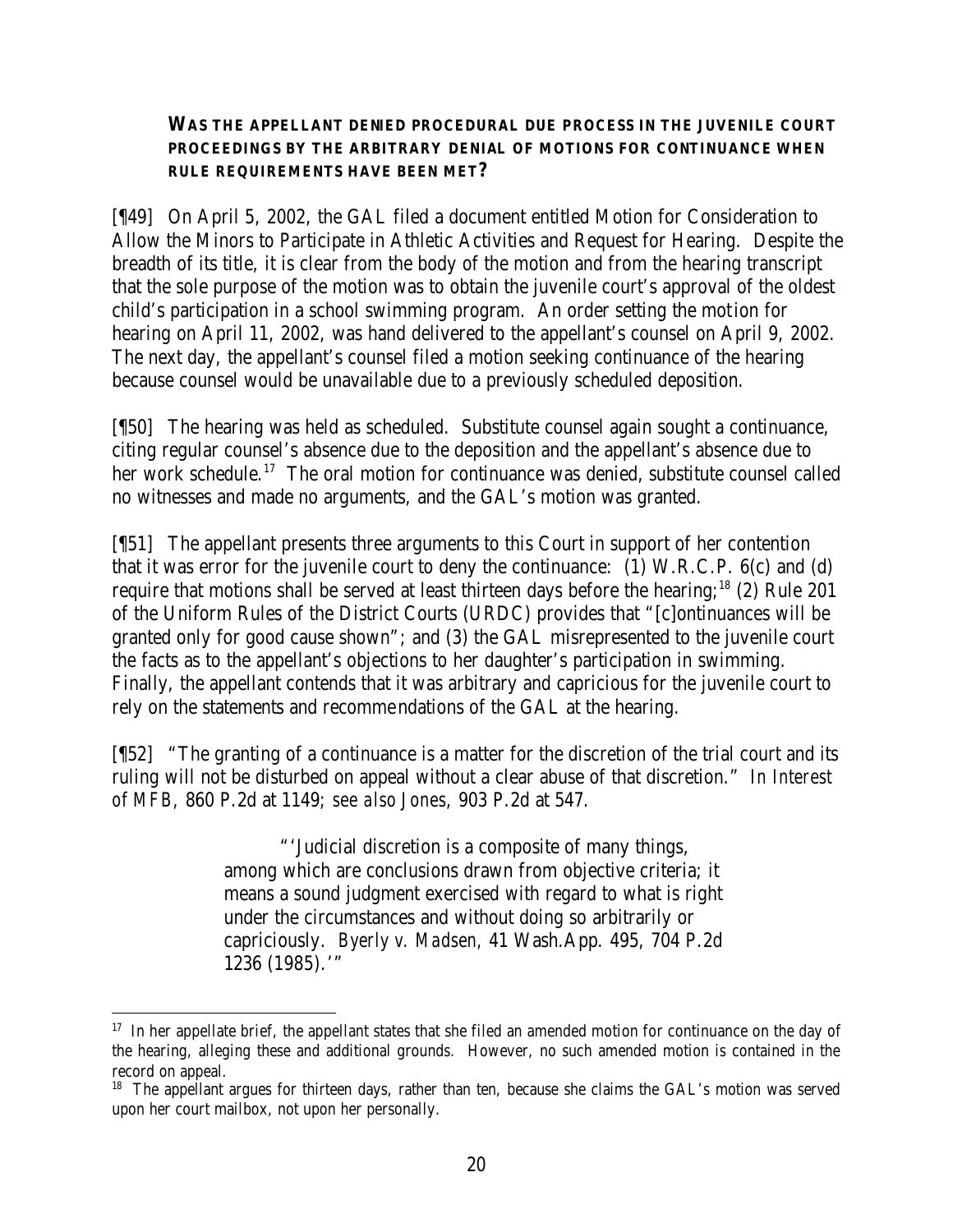**WAS THE APPELLANT DENIED PROCEDURAL DUE PROCESS IN THE JUVENILE COURT PROCEEDINGS BY THE ARBITRARY DENIAL OF MOTIONS FOR CONTINUANCE WHEN RULE REQUIREMENTS HAVE BEEN MET?**

[¶49] On April 5, 2002, the GAL filed a document entitled Motion for Consideration to Allow the Minors to Participate in Athletic Activities and Request for Hearing. Despite the breadth of its title, it is clear from the body of the motion and from the hearing transcript that the sole purpose of the motion was to obtain the juvenile court's approval of the oldest child's participation in a school swimming program. An order setting the motion for hearing on April 11, 2002, was hand delivered to the appellant's counsel on April 9, 2002. The next day, the appellant's counsel filed a motion seeking continuance of the hearing because counsel would be unavailable due to a previously scheduled deposition.

[¶50] The hearing was held as scheduled. Substitute counsel again sought a continuance, citing regular counsel's absence due to the deposition and the appellant's absence due to her work schedule.[17] The oral motion for continuance was denied, substitute counsel called no witnesses and made no arguments, and the GAL's motion was granted.

[¶51] The appellant presents three arguments to this Court in support of her contention that it was error for the juvenile court to deny the continuance: (1) W.R.C.P. 6(c) and (d) require that motions shall be served at least thirteen days before the hearing;[18] (2) Rule 201 of the Uniform Rules of the District Courts (URDC) provides that "[c]ontinuances will be granted only for good cause shown"; and (3) the GAL misrepresented to the juvenile court the facts as to the appellant's objections to her daughter's participation in swimming. Finally, the appellant contends that it was arbitrary and capricious for the juvenile court to rely on the statements and recommendations of the GAL at the hearing.

[¶52] "The granting of a continuance is a matter for the discretion of the trial court and its ruling will not be disturbed on appeal without a clear abuse of that discretion." *In Interest of MFB*, 860 P.2d at 1149; *see also Jones*, 903 P.2d at 547.

> "'Judicial discretion is a composite of many things, among which are conclusions drawn from objective criteria; it means a sound judgment exercised with regard to what is right under the circumstances and without doing so arbitrarily or capriciously. *Byerly v. Madsen*, 41 Wash.App. 495, 704 P.2d 1236 (1985).'"

---

[17] In her appellate brief, the appellant states that she filed an amended motion for continuance on the day of the hearing, alleging these and additional grounds. However, no such amended motion is contained in the record on appeal.

[18] The appellant argues for thirteen days, rather than ten, because she claims the GAL's motion was served upon her court mailbox, not upon her personally.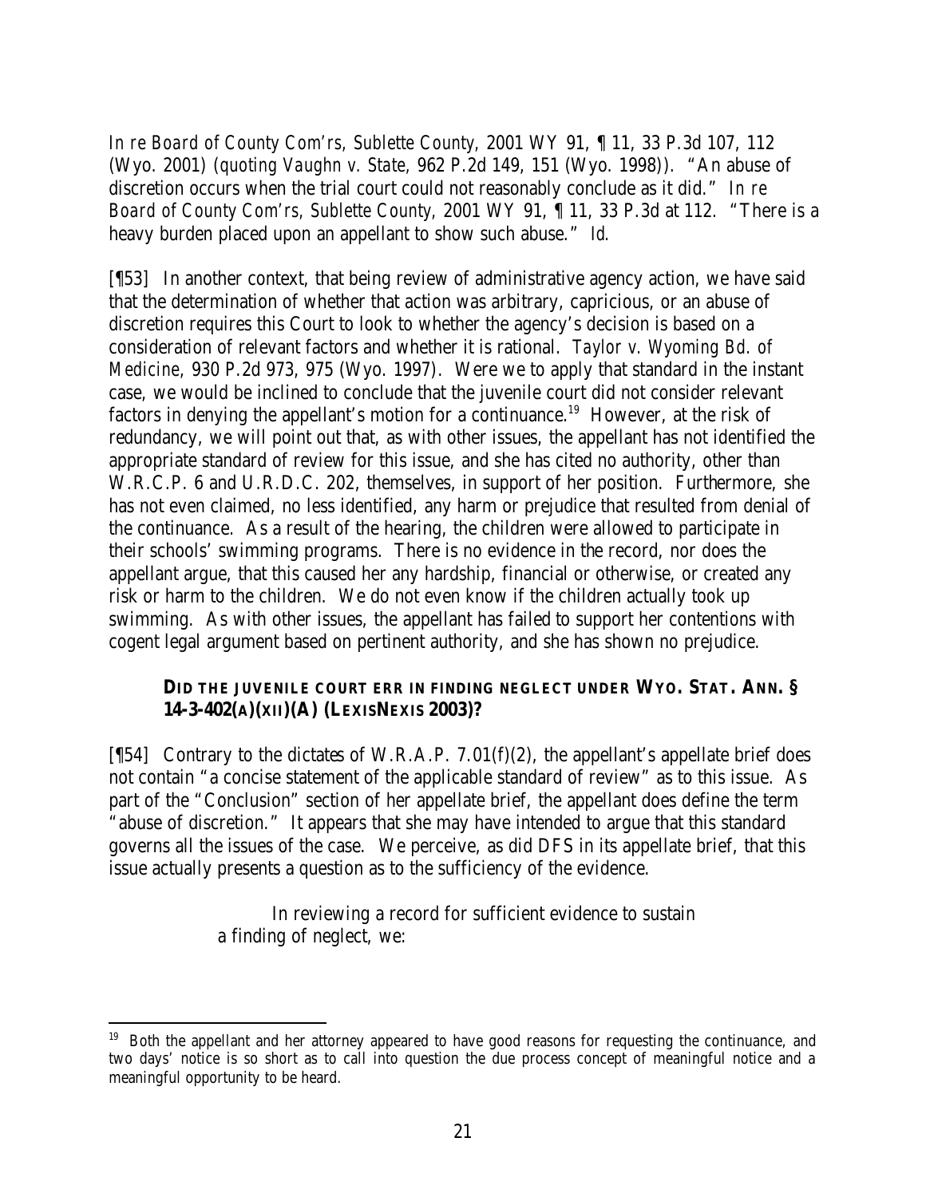*In re Board of County Com'rs, Sublette County*, 2001 WY 91, ¶ 11, 33 P.3d 107, 112 (Wyo. 2001) (*quoting Vaughn v. State*, 962 P.2d 149, 151 (Wyo. 1998)). "An abuse of discretion occurs when the trial court could not reasonably conclude as it did." *In re Board of County Com'rs, Sublette County,* 2001 WY 91, ¶ 11, 33 P.3d at 112. "There is a heavy burden placed upon an appellant to show such abuse." *Id.*

[¶53] In another context, that being review of administrative agency action, we have said that the determination of whether that action was arbitrary, capricious, or an abuse of discretion requires this Court to look to whether the agency's decision is based on a consideration of relevant factors and whether it is rational. *Taylor v. Wyoming Bd. of Medicine,* 930 P.2d 973, 975 (Wyo. 1997). Were we to apply that standard in the instant case, we would be inclined to conclude that the juvenile court did not consider relevant factors in denying the appellant's motion for a continuance.[19] However, at the risk of redundancy, we will point out that, as with other issues, the appellant has not identified the appropriate standard of review for this issue, and she has cited no authority, other than W.R.C.P. 6 and U.R.D.C. 202, themselves, in support of her position. Furthermore, she has not even claimed, no less identified, any harm or prejudice that resulted from denial of the continuance. As a result of the hearing, the children were allowed to participate in their schools' swimming programs. There is no evidence in the record, nor does the appellant argue, that this caused her any hardship, financial or otherwise, or created any risk or harm to the children. We do not even know if the children actually took up swimming. As with other issues, the appellant has failed to support her contentions with cogent legal argument based on pertinent authority, and she has shown no prejudice.

### DID THE JUVENILE COURT ERR IN FINDING NEGLECT UNDER WYO. STAT. ANN. § 14-3-402(A)(XII)(A) (LEXISNEXIS 2003)?

[¶54] Contrary to the dictates of W.R.A.P. 7.01(f)(2), the appellant's appellate brief does not contain "a concise statement of the applicable standard of review" as to this issue. As part of the "Conclusion" section of her appellate brief, the appellant does define the term "abuse of discretion." It appears that she may have intended to argue that this standard governs all the issues of the case. We perceive, as did DFS in its appellate brief, that this issue actually presents a question as to the sufficiency of the evidence.

> In reviewing a record for sufficient evidence to sustain a finding of neglect, we:

---

[19] Both the appellant and her attorney appeared to have good reasons for requesting the continuance, and two days' notice is so short as to call into question the due process concept of meaningful notice and a meaningful opportunity to be heard.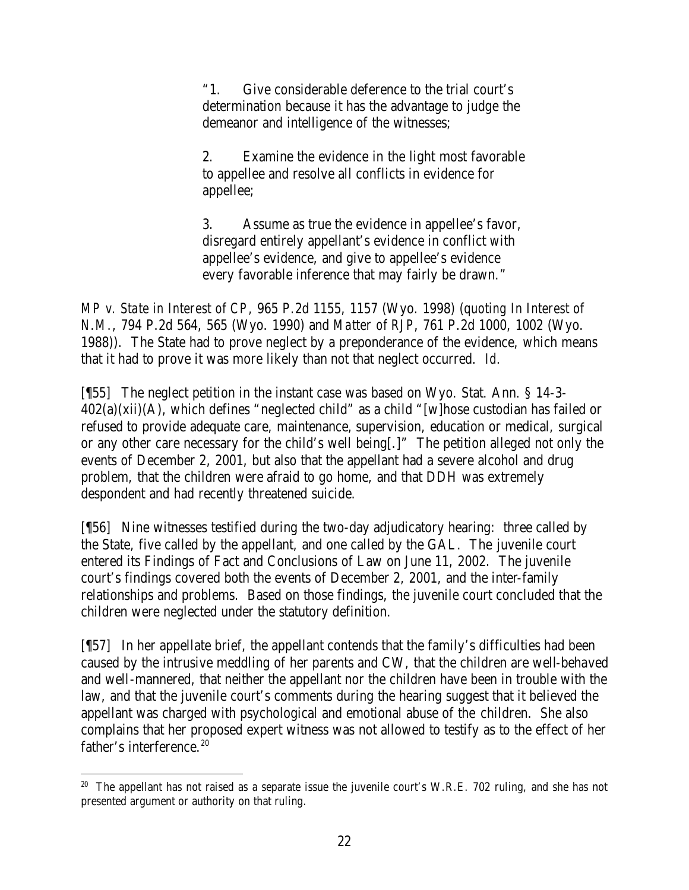> "1. Give considerable deference to the trial court's determination because it has the advantage to judge the demeanor and intelligence of the witnesses;
>
> 2. Examine the evidence in the light most favorable to appellee and resolve all conflicts in evidence for appellee;
>
> 3. Assume as true the evidence in appellee's favor, disregard entirely appellant's evidence in conflict with appellee's evidence, and give to appellee's evidence every favorable inference that may fairly be drawn."

*MP v. State in Interest of CP*, 965 P.2d 1155, 1157 (Wyo. 1998) (*quoting In Interest of N.M.*, 794 P.2d 564, 565 (Wyo. 1990) and *Matter of RJP*, 761 P.2d 1000, 1002 (Wyo. 1988)). The State had to prove neglect by a preponderance of the evidence, which means that it had to prove it was more likely than not that neglect occurred. *Id.*

[¶55] The neglect petition in the instant case was based on Wyo. Stat. Ann. § 14-3-402(a)(xii)(A), which defines "neglected child" as a child "[w]hose custodian has failed or refused to provide adequate care, maintenance, supervision, education or medical, surgical or any other care necessary for the child's well being[.]" The petition alleged not only the events of December 2, 2001, but also that the appellant had a severe alcohol and drug problem, that the children were afraid to go home, and that DDH was extremely despondent and had recently threatened suicide.

[¶56] Nine witnesses testified during the two-day adjudicatory hearing: three called by the State, five called by the appellant, and one called by the GAL. The juvenile court entered its Findings of Fact and Conclusions of Law on June 11, 2002. The juvenile court's findings covered both the events of December 2, 2001, and the inter-family relationships and problems. Based on those findings, the juvenile court concluded that the children were neglected under the statutory definition.

[¶57] In her appellate brief, the appellant contends that the family's difficulties had been caused by the intrusive meddling of her parents and CW, that the children are well-behaved and well-mannered, that neither the appellant nor the children have been in trouble with the law, and that the juvenile court's comments during the hearing suggest that it believed the appellant was charged with psychological and emotional abuse of the children. She also complains that her proposed expert witness was not allowed to testify as to the effect of her father's interference.[20]

---

[20] The appellant has not raised as a separate issue the juvenile court's W.R.E. 702 ruling, and she has not presented argument or authority on that ruling.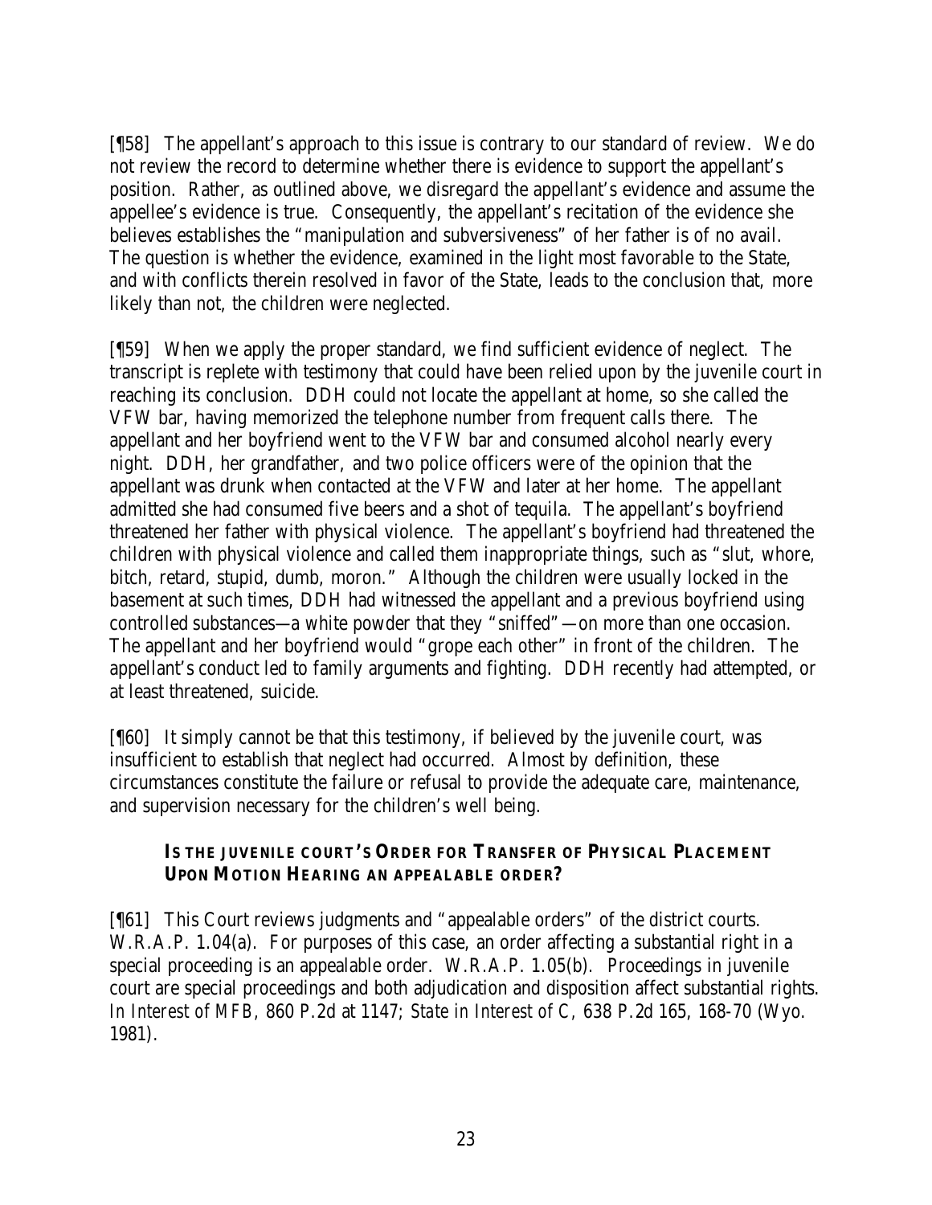[¶58] The appellant's approach to this issue is contrary to our standard of review. We do not review the record to determine whether there is evidence to support the appellant's position. Rather, as outlined above, we disregard the appellant's evidence and assume the appellee's evidence is true. Consequently, the appellant's recitation of the evidence she believes establishes the "manipulation and subversiveness" of her father is of no avail. The question is whether the evidence, examined in the light most favorable to the State, and with conflicts therein resolved in favor of the State, leads to the conclusion that, more likely than not, the children were neglected.

[¶59] When we apply the proper standard, we find sufficient evidence of neglect. The transcript is replete with testimony that could have been relied upon by the juvenile court in reaching its conclusion. DDH could not locate the appellant at home, so she called the VFW bar, having memorized the telephone number from frequent calls there. The appellant and her boyfriend went to the VFW bar and consumed alcohol nearly every night. DDH, her grandfather, and two police officers were of the opinion that the appellant was drunk when contacted at the VFW and later at her home. The appellant admitted she had consumed five beers and a shot of tequila. The appellant's boyfriend threatened her father with physical violence. The appellant's boyfriend had threatened the children with physical violence and called them inappropriate things, such as "slut, whore, bitch, retard, stupid, dumb, moron." Although the children were usually locked in the basement at such times, DDH had witnessed the appellant and a previous boyfriend using controlled substances—a white powder that they "sniffed"—on more than one occasion. The appellant and her boyfriend would "grope each other" in front of the children. The appellant's conduct led to family arguments and fighting. DDH recently had attempted, or at least threatened, suicide.

[¶60] It simply cannot be that this testimony, if believed by the juvenile court, was insufficient to establish that neglect had occurred. Almost by definition, these circumstances constitute the failure or refusal to provide the adequate care, maintenance, and supervision necessary for the children's well being.

### IS THE JUVENILE COURT'S ORDER FOR TRANSFER OF PHYSICAL PLACEMENT UPON MOTION HEARING AN APPEALABLE ORDER?

[¶61] This Court reviews judgments and "appealable orders" of the district courts. W.R.A.P. 1.04(a). For purposes of this case, an order affecting a substantial right in a special proceeding is an appealable order. W.R.A.P. 1.05(b). Proceedings in juvenile court are special proceedings and both adjudication and disposition affect substantial rights. *In Interest of MFB*, 860 P.2d at 1147; *State in Interest of C*, 638 P.2d 165, 168-70 (Wyo. 1981).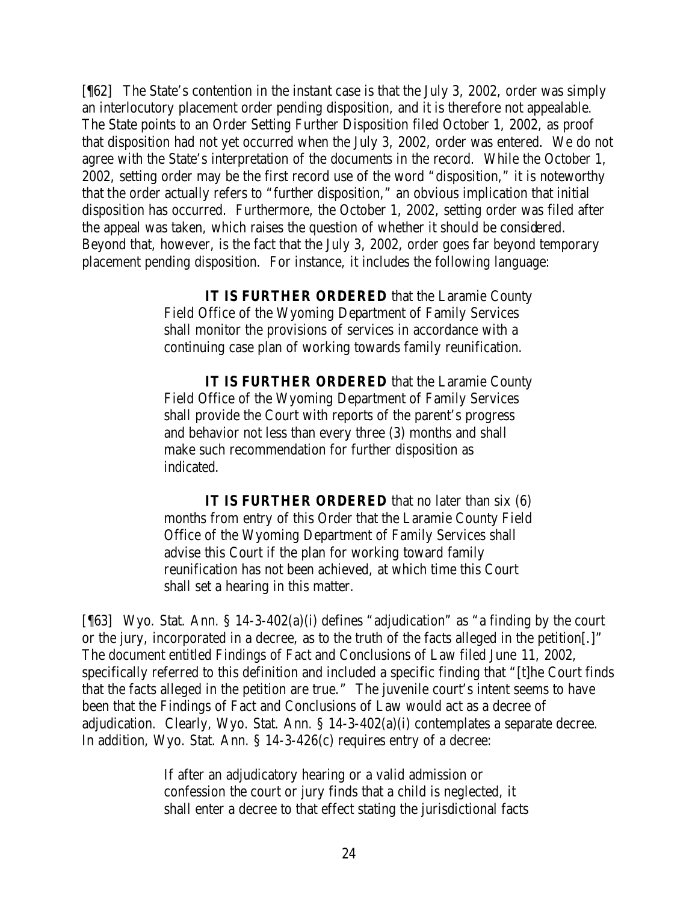[¶62] The State's contention in the instant case is that the July 3, 2002, order was simply an interlocutory placement order pending disposition, and it is therefore not appealable. The State points to an Order Setting Further Disposition filed October 1, 2002, as proof that disposition had not yet occurred when the July 3, 2002, order was entered. We do not agree with the State's interpretation of the documents in the record. While the October 1, 2002, setting order may be the first record use of the word "disposition," it is noteworthy that the order actually refers to "further disposition," an obvious implication that initial disposition has occurred. Furthermore, the October 1, 2002, setting order was filed after the appeal was taken, which raises the question of whether it should be considered. Beyond that, however, is the fact that the July 3, 2002, order goes far beyond temporary placement pending disposition. For instance, it includes the following language:

> **IT IS FURTHER ORDERED** that the Laramie County Field Office of the Wyoming Department of Family Services shall monitor the provisions of services in accordance with a continuing case plan of working towards family reunification.
>
> **IT IS FURTHER ORDERED** that the Laramie County Field Office of the Wyoming Department of Family Services shall provide the Court with reports of the parent's progress and behavior not less than every three (3) months and shall make such recommendation for further disposition as indicated.
>
> **IT IS FURTHER ORDERED** that no later than six (6) months from entry of this Order that the Laramie County Field Office of the Wyoming Department of Family Services shall advise this Court if the plan for working toward family reunification has not been achieved, at which time this Court shall set a hearing in this matter.

[¶63] Wyo. Stat. Ann. § 14-3-402(a)(i) defines "adjudication" as "a finding by the court or the jury, incorporated in a decree, as to the truth of the facts alleged in the petition[.]" The document entitled Findings of Fact and Conclusions of Law filed June 11, 2002, specifically referred to this definition and included a specific finding that "[t]he Court finds that the facts alleged in the petition are true." The juvenile court's intent seems to have been that the Findings of Fact and Conclusions of Law would act as a decree of adjudication. Clearly, Wyo. Stat. Ann. § 14-3-402(a)(i) contemplates a separate decree. In addition, Wyo. Stat. Ann. § 14-3-426(c) requires entry of a decree:

> If after an adjudicatory hearing or a valid admission or confession the court or jury finds that a child is neglected, it shall enter a decree to that effect stating the jurisdictional facts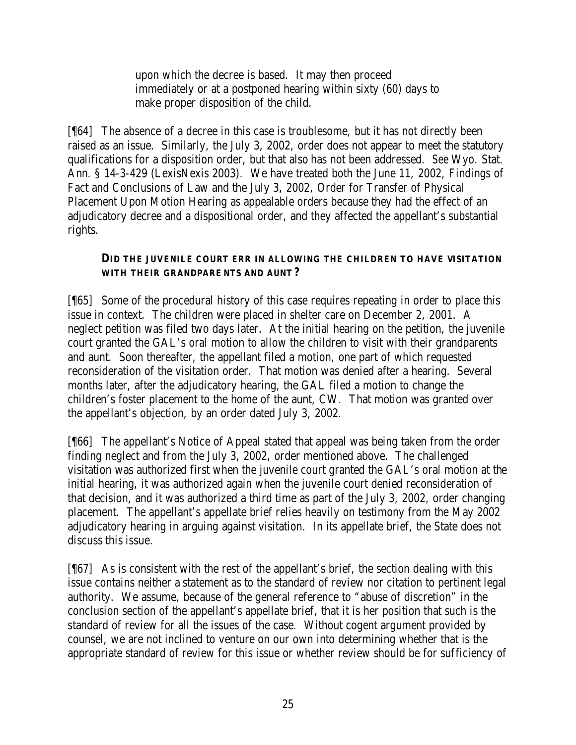> upon which the decree is based. It may then proceed immediately or at a postponed hearing within sixty (60) days to make proper disposition of the child.

[¶64] The absence of a decree in this case is troublesome, but it has not directly been raised as an issue. Similarly, the July 3, 2002, order does not appear to meet the statutory qualifications for a disposition order, but that also has not been addressed. *See* Wyo. Stat. Ann. § 14-3-429 (LexisNexis 2003). We have treated both the June 11, 2002, Findings of Fact and Conclusions of Law and the July 3, 2002, Order for Transfer of Physical Placement Upon Motion Hearing as appealable orders because they had the effect of an adjudicatory decree and a dispositional order, and they affected the appellant's substantial rights.

### DID THE JUVENILE COURT ERR IN ALLOWING THE CHILDREN TO HAVE VISITATION WITH THEIR GRANDPARENTS AND AUNT?

[¶65] Some of the procedural history of this case requires repeating in order to place this issue in context. The children were placed in shelter care on December 2, 2001. A neglect petition was filed two days later. At the initial hearing on the petition, the juvenile court granted the GAL's oral motion to allow the children to visit with their grandparents and aunt. Soon thereafter, the appellant filed a motion, one part of which requested reconsideration of the visitation order. That motion was denied after a hearing. Several months later, after the adjudicatory hearing, the GAL filed a motion to change the children's foster placement to the home of the aunt, CW. That motion was granted over the appellant's objection, by an order dated July 3, 2002.

[¶66] The appellant's Notice of Appeal stated that appeal was being taken from the order finding neglect and from the July 3, 2002, order mentioned above. The challenged visitation was authorized first when the juvenile court granted the GAL's oral motion at the initial hearing, it was authorized again when the juvenile court denied reconsideration of that decision, and it was authorized a third time as part of the July 3, 2002, order changing placement. The appellant's appellate brief relies heavily on testimony from the May 2002 adjudicatory hearing in arguing against visitation. In its appellate brief, the State does not discuss this issue.

[¶67] As is consistent with the rest of the appellant's brief, the section dealing with this issue contains neither a statement as to the standard of review nor citation to pertinent legal authority. We assume, because of the general reference to "abuse of discretion" in the conclusion section of the appellant's appellate brief, that it is her position that such is the standard of review for all the issues of the case. Without cogent argument provided by counsel, we are not inclined to venture on our own into determining whether that is the appropriate standard of review for this issue or whether review should be for sufficiency of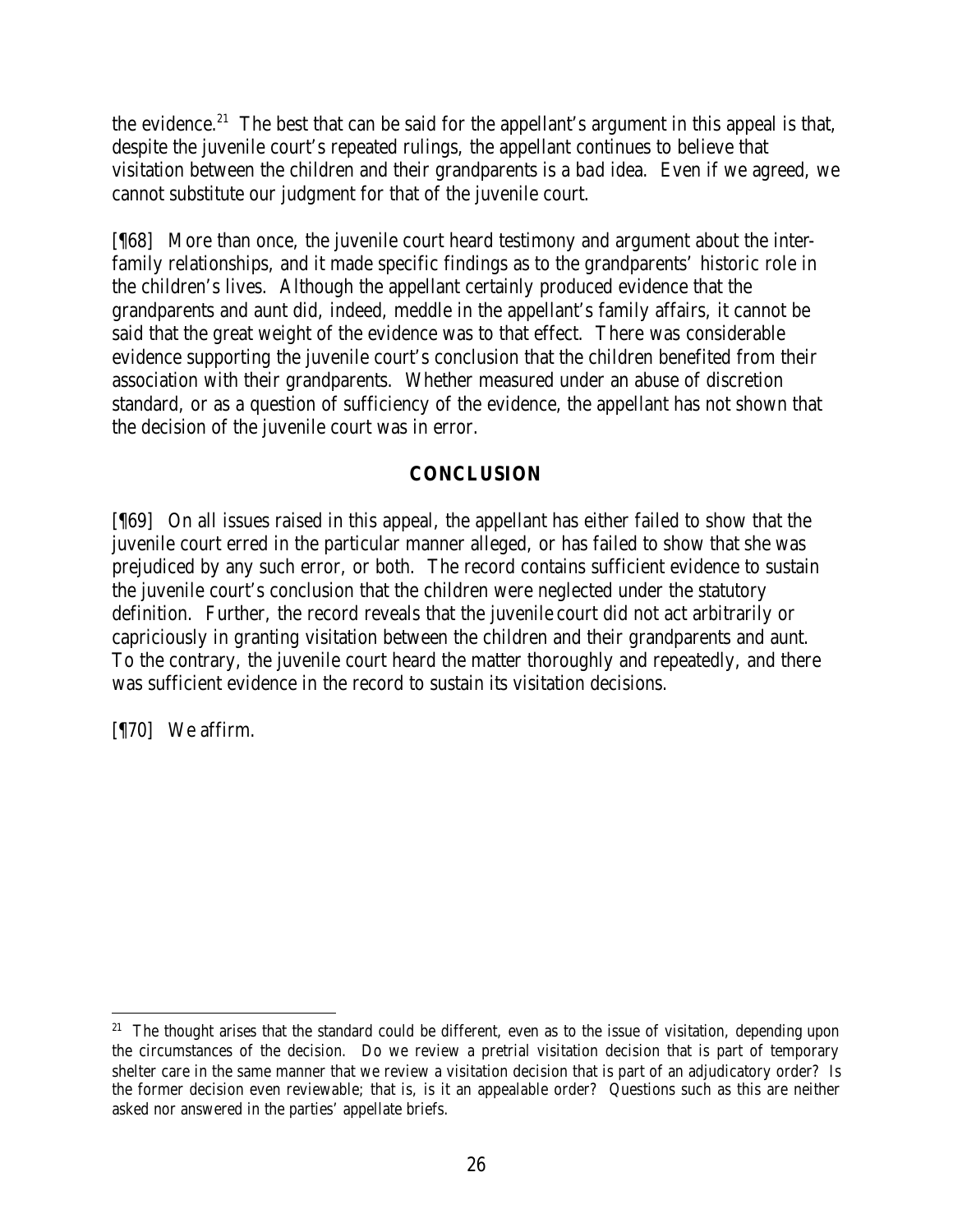the evidence.[21] The best that can be said for the appellant's argument in this appeal is that, despite the juvenile court's repeated rulings, the appellant continues to believe that visitation between the children and their grandparents is a *bad idea*. Even if we agreed, we cannot substitute our judgment for that of the juvenile court.

[¶68] More than once, the juvenile court heard testimony and argument about the inter-family relationships, and it made specific findings as to the grandparents' historic role in the children's lives. Although the appellant certainly produced evidence that the grandparents and aunt did, indeed, meddle in the appellant's family affairs, it cannot be said that the great weight of the evidence was to that effect. There was considerable evidence supporting the juvenile court's conclusion that the children benefited from their association with their grandparents. Whether measured under an abuse of discretion standard, or as a question of sufficiency of the evidence, the appellant has not shown that the decision of the juvenile court was in error.

## CONCLUSION

[¶69] On all issues raised in this appeal, the appellant has either failed to show that the juvenile court erred in the particular manner alleged, or has failed to show that she was prejudiced by any such error, or both. The record contains sufficient evidence to sustain the juvenile court's conclusion that the children were neglected under the statutory definition. Further, the record reveals that the juvenile court did not act arbitrarily or capriciously in granting visitation between the children and their grandparents and aunt. To the contrary, the juvenile court heard the matter thoroughly and repeatedly, and there was sufficient evidence in the record to sustain its visitation decisions.

[¶70] We affirm.

---

[21] The thought arises that the standard could be different, even as to the issue of visitation, depending upon the circumstances of the decision. Do we review a pretrial visitation decision that is part of temporary shelter care in the same manner that we review a visitation decision that is part of an adjudicatory order? Is the former decision even reviewable; that is, is it an appealable order? Questions such as this are neither asked nor answered in the parties' appellate briefs.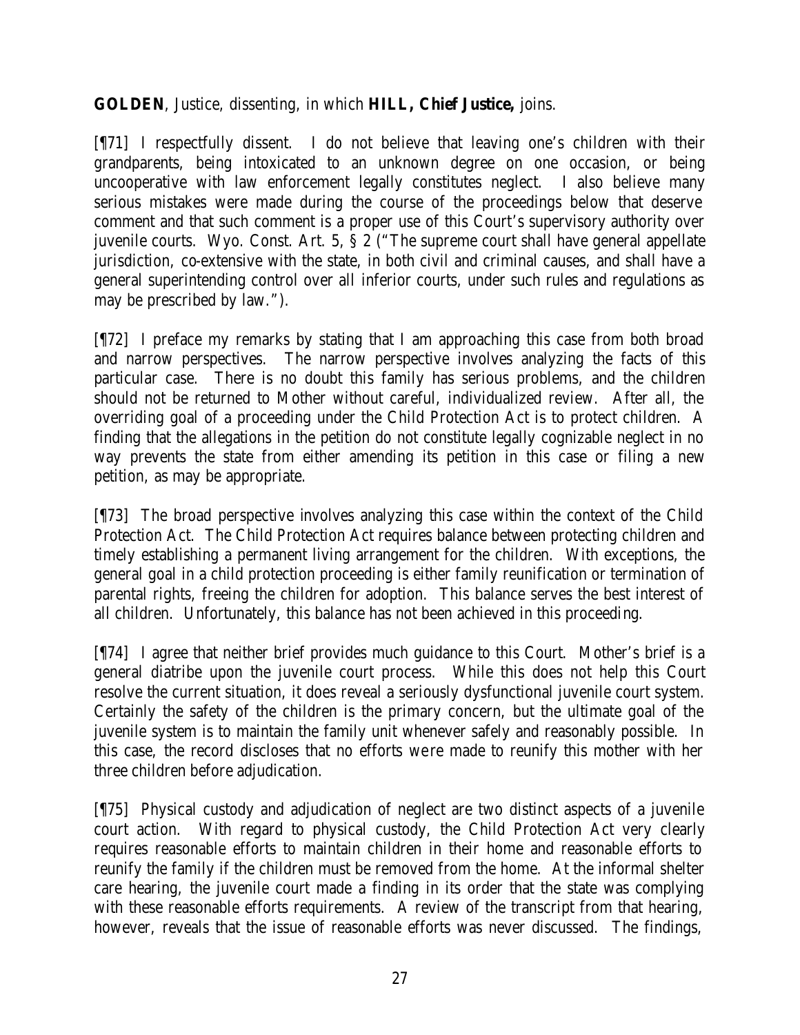**GOLDEN**, Justice, dissenting, in which **HILL, Chief Justice,** joins.

[¶71] I respectfully dissent. I do not believe that leaving one's children with their grandparents, being intoxicated to an unknown degree on one occasion, or being uncooperative with law enforcement legally constitutes neglect. I also believe many serious mistakes were made during the course of the proceedings below that deserve comment and that such comment is a proper use of this Court's supervisory authority over juvenile courts. Wyo. Const. Art. 5, § 2 ("The supreme court shall have general appellate jurisdiction, co-extensive with the state, in both civil and criminal causes, and shall have a general superintending control over all inferior courts, under such rules and regulations as may be prescribed by law.").

[¶72] I preface my remarks by stating that I am approaching this case from both broad and narrow perspectives. The narrow perspective involves analyzing the facts of this particular case. There is no doubt this family has serious problems, and the children should not be returned to Mother without careful, individualized review. After all, the overriding goal of a proceeding under the Child Protection Act is to protect children. A finding that the allegations in the petition do not constitute legally cognizable neglect in no way prevents the state from either amending its petition in this case or filing a new petition, as may be appropriate.

[¶73] The broad perspective involves analyzing this case within the context of the Child Protection Act. The Child Protection Act requires balance between protecting children and timely establishing a permanent living arrangement for the children. With exceptions, the general goal in a child protection proceeding is either family reunification or termination of parental rights, freeing the children for adoption. This balance serves the best interest of all children. Unfortunately, this balance has not been achieved in this proceeding.

[¶74] I agree that neither brief provides much guidance to this Court. Mother's brief is a general diatribe upon the juvenile court process. While this does not help this Court resolve the current situation, it does reveal a seriously dysfunctional juvenile court system. Certainly the safety of the children is the primary concern, but the ultimate goal of the juvenile system is to maintain the family unit whenever safely and reasonably possible. In this case, the record discloses that no efforts were made to reunify this mother with her three children before adjudication.

[¶75] Physical custody and adjudication of neglect are two distinct aspects of a juvenile court action. With regard to physical custody, the Child Protection Act very clearly requires reasonable efforts to maintain children in their home and reasonable efforts to reunify the family if the children must be removed from the home. At the informal shelter care hearing, the juvenile court made a finding in its order that the state was complying with these reasonable efforts requirements. A review of the transcript from that hearing, however, reveals that the issue of reasonable efforts was never discussed. The findings,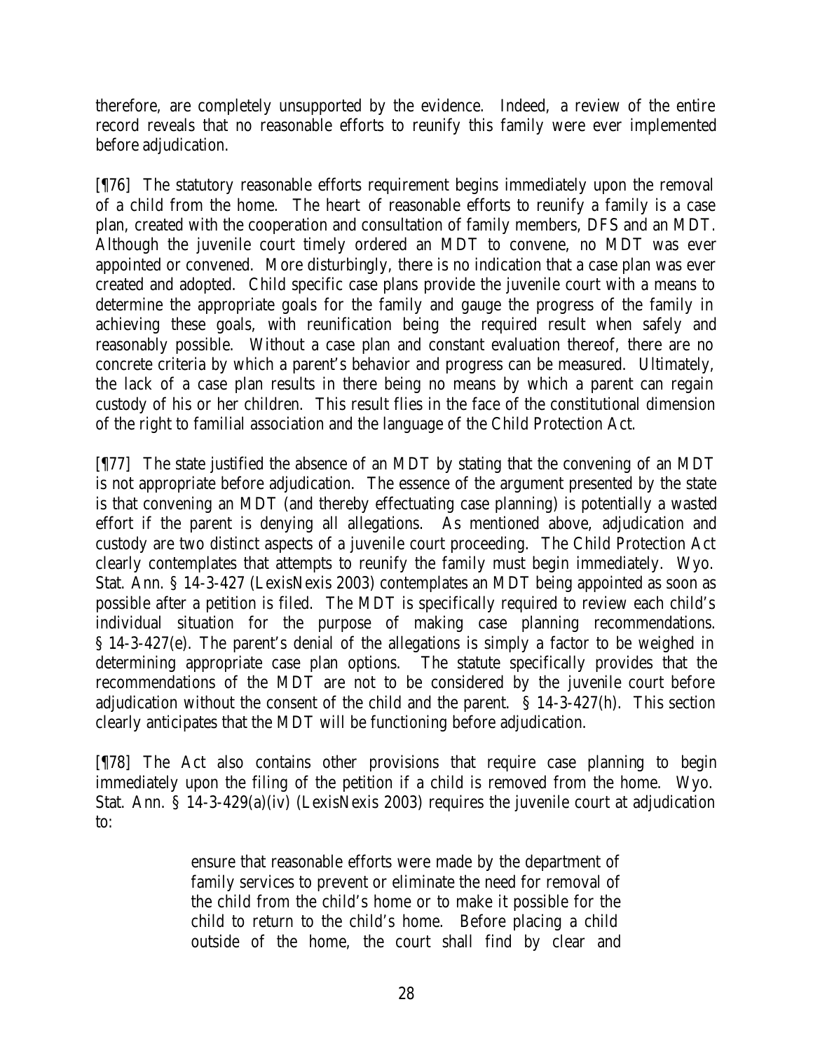therefore, are completely unsupported by the evidence. Indeed, a review of the entire record reveals that no reasonable efforts to reunify this family were ever implemented before adjudication.

[¶76] The statutory reasonable efforts requirement begins immediately upon the removal of a child from the home. The heart of reasonable efforts to reunify a family is a case plan, created with the cooperation and consultation of family members, DFS and an MDT. Although the juvenile court timely ordered an MDT to convene, no MDT was ever appointed or convened. More disturbingly, there is no indication that a case plan was ever created and adopted. Child specific case plans provide the juvenile court with a means to determine the appropriate goals for the family and gauge the progress of the family in achieving these goals, with reunification being the required result when safely and reasonably possible. Without a case plan and constant evaluation thereof, there are no concrete criteria by which a parent's behavior and progress can be measured. Ultimately, the lack of a case plan results in there being no means by which a parent can regain custody of his or her children. This result flies in the face of the constitutional dimension of the right to familial association and the language of the Child Protection Act.

[¶77] The state justified the absence of an MDT by stating that the convening of an MDT is not appropriate before adjudication. The essence of the argument presented by the state is that convening an MDT (and thereby effectuating case planning) is potentially a wasted effort if the parent is denying all allegations. As mentioned above, adjudication and custody are two distinct aspects of a juvenile court proceeding. The Child Protection Act clearly contemplates that attempts to reunify the family must begin immediately. Wyo. Stat. Ann. § 14-3-427 (LexisNexis 2003) contemplates an MDT being appointed as soon as possible after a petition is filed. The MDT is specifically required to review each child's individual situation for the purpose of making case planning recommendations. § 14-3-427(e). The parent's denial of the allegations is simply a factor to be weighed in determining appropriate case plan options. The statute specifically provides that the recommendations of the MDT are not to be considered by the juvenile court before adjudication without the consent of the child and the parent. § 14-3-427(h). This section clearly anticipates that the MDT will be functioning before adjudication.

[¶78] The Act also contains other provisions that require case planning to begin immediately upon the filing of the petition if a child is removed from the home. Wyo. Stat. Ann. § 14-3-429(a)(iv) (LexisNexis 2003) requires the juvenile court at adjudication to:

> ensure that reasonable efforts were made by the department of family services to prevent or eliminate the need for removal of the child from the child's home or to make it possible for the child to return to the child's home. Before placing a child outside of the home, the court shall find by clear and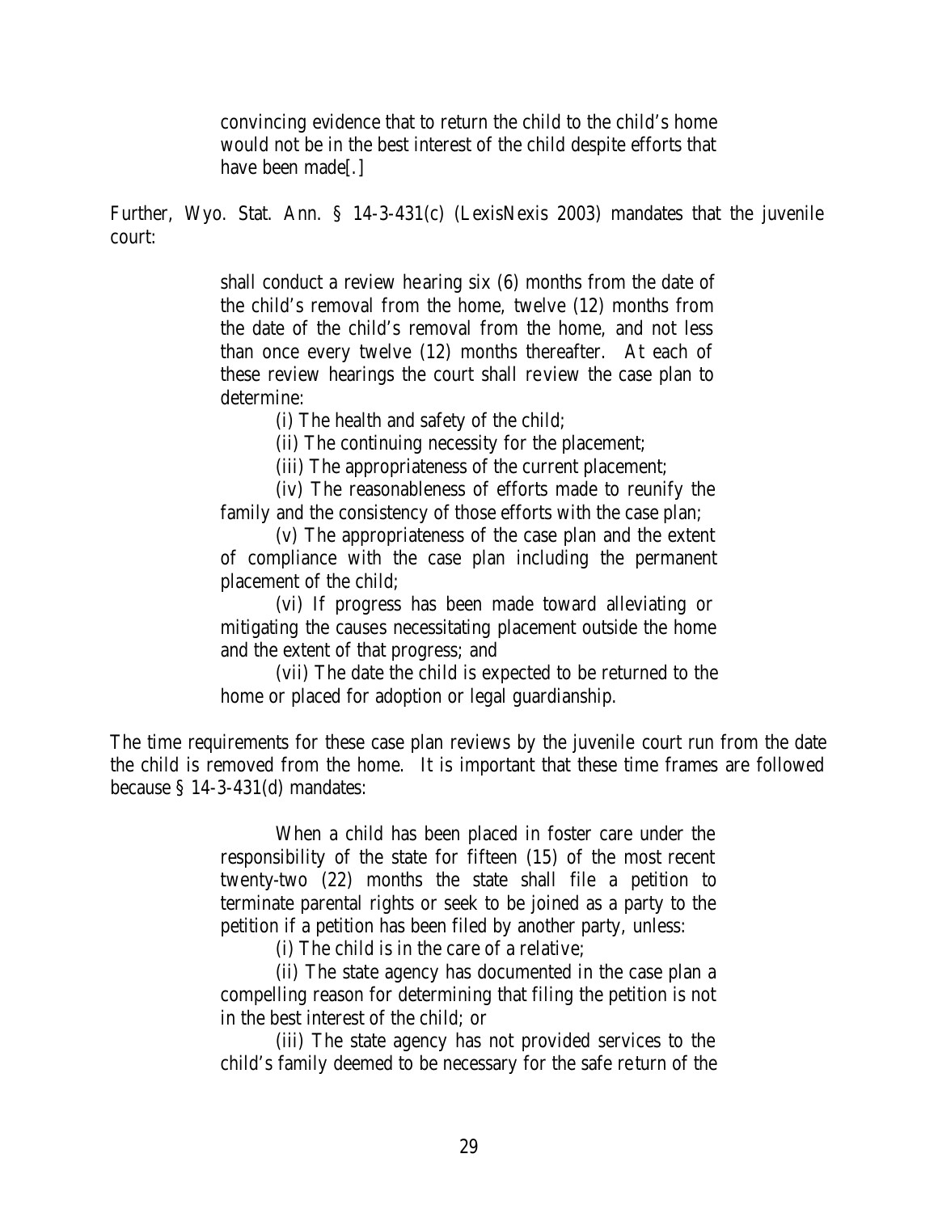> convincing evidence that to return the child to the child's home would not be in the best interest of the child despite efforts that have been made[.]

Further, Wyo. Stat. Ann. § 14-3-431(c) (LexisNexis 2003) mandates that the juvenile court:

> shall conduct a review hearing six (6) months from the date of the child's removal from the home, twelve (12) months from the date of the child's removal from the home, and not less than once every twelve (12) months thereafter. At each of these review hearings the court shall review the case plan to determine:
>
> (i) The health and safety of the child;
>
> (ii) The continuing necessity for the placement;
>
> (iii) The appropriateness of the current placement;
>
> (iv) The reasonableness of efforts made to reunify the family and the consistency of those efforts with the case plan;
>
> (v) The appropriateness of the case plan and the extent of compliance with the case plan including the permanent placement of the child;
>
> (vi) If progress has been made toward alleviating or mitigating the causes necessitating placement outside the home and the extent of that progress; and
>
> (vii) The date the child is expected to be returned to the home or placed for adoption or legal guardianship.

The time requirements for these case plan reviews by the juvenile court run from the date the child is removed from the home. It is important that these time frames are followed because § 14-3-431(d) mandates:

> When a child has been placed in foster care under the responsibility of the state for fifteen (15) of the most recent twenty-two (22) months the state shall file a petition to terminate parental rights or seek to be joined as a party to the petition if a petition has been filed by another party, unless:
>
> (i) The child is in the care of a relative;
>
> (ii) The state agency has documented in the case plan a compelling reason for determining that filing the petition is not in the best interest of the child; or
>
> (iii) The state agency has not provided services to the child's family deemed to be necessary for the safe return of the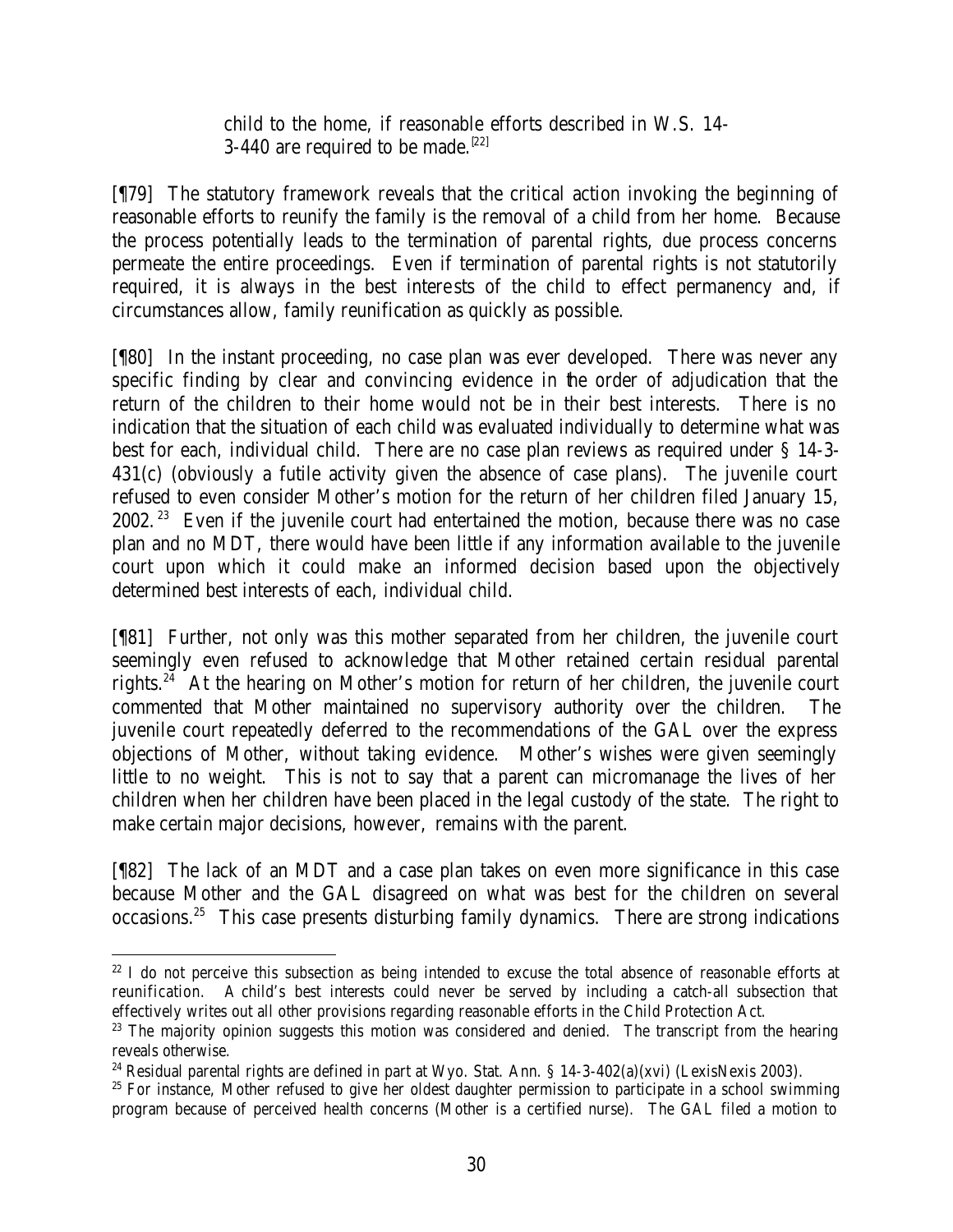child to the home, if reasonable efforts described in W.S. 14-3-440 are required to be made.[22]

[¶79] The statutory framework reveals that the critical action invoking the beginning of reasonable efforts to reunify the family is the removal of a child from her home. Because the process potentially leads to the termination of parental rights, due process concerns permeate the entire proceedings. Even if termination of parental rights is not statutorily required, it is always in the best interests of the child to effect permanency and, if circumstances allow, family reunification as quickly as possible.

[¶80] In the instant proceeding, no case plan was ever developed. There was never any specific finding by clear and convincing evidence in the order of adjudication that the return of the children to their home would not be in their best interests. There is no indication that the situation of each child was evaluated individually to determine what was best for each, individual child. There are no case plan reviews as required under § 14-3-431(c) (obviously a futile activity given the absence of case plans). The juvenile court refused to even consider Mother's motion for the return of her children filed January 15, 2002.[23] Even if the juvenile court had entertained the motion, because there was no case plan and no MDT, there would have been little if any information available to the juvenile court upon which it could make an informed decision based upon the objectively determined best interests of each, individual child.

[¶81] Further, not only was this mother separated from her children, the juvenile court seemingly even refused to acknowledge that Mother retained certain residual parental rights.[24] At the hearing on Mother's motion for return of her children, the juvenile court commented that Mother maintained no supervisory authority over the children. The juvenile court repeatedly deferred to the recommendations of the GAL over the express objections of Mother, without taking evidence. Mother's wishes were given seemingly little to no weight. This is not to say that a parent can micromanage the lives of her children when her children have been placed in the legal custody of the state. The right to make certain major decisions, however, remains with the parent.

[¶82] The lack of an MDT and a case plan takes on even more significance in this case because Mother and the GAL disagreed on what was best for the children on several occasions.[25] This case presents disturbing family dynamics. There are strong indications

---

[22] I do not perceive this subsection as being intended to excuse the total absence of reasonable efforts at reunification. A child's best interests could never be served by including a catch-all subsection that effectively writes out all other provisions regarding reasonable efforts in the Child Protection Act.

[23] The majority opinion suggests this motion was considered and denied. The transcript from the hearing reveals otherwise.

[24] Residual parental rights are defined in part at Wyo. Stat. Ann. § 14-3-402(a)(xvi) (LexisNexis 2003).

[25] For instance, Mother refused to give her oldest daughter permission to participate in a school swimming program because of perceived health concerns (Mother is a certified nurse). The GAL filed a motion to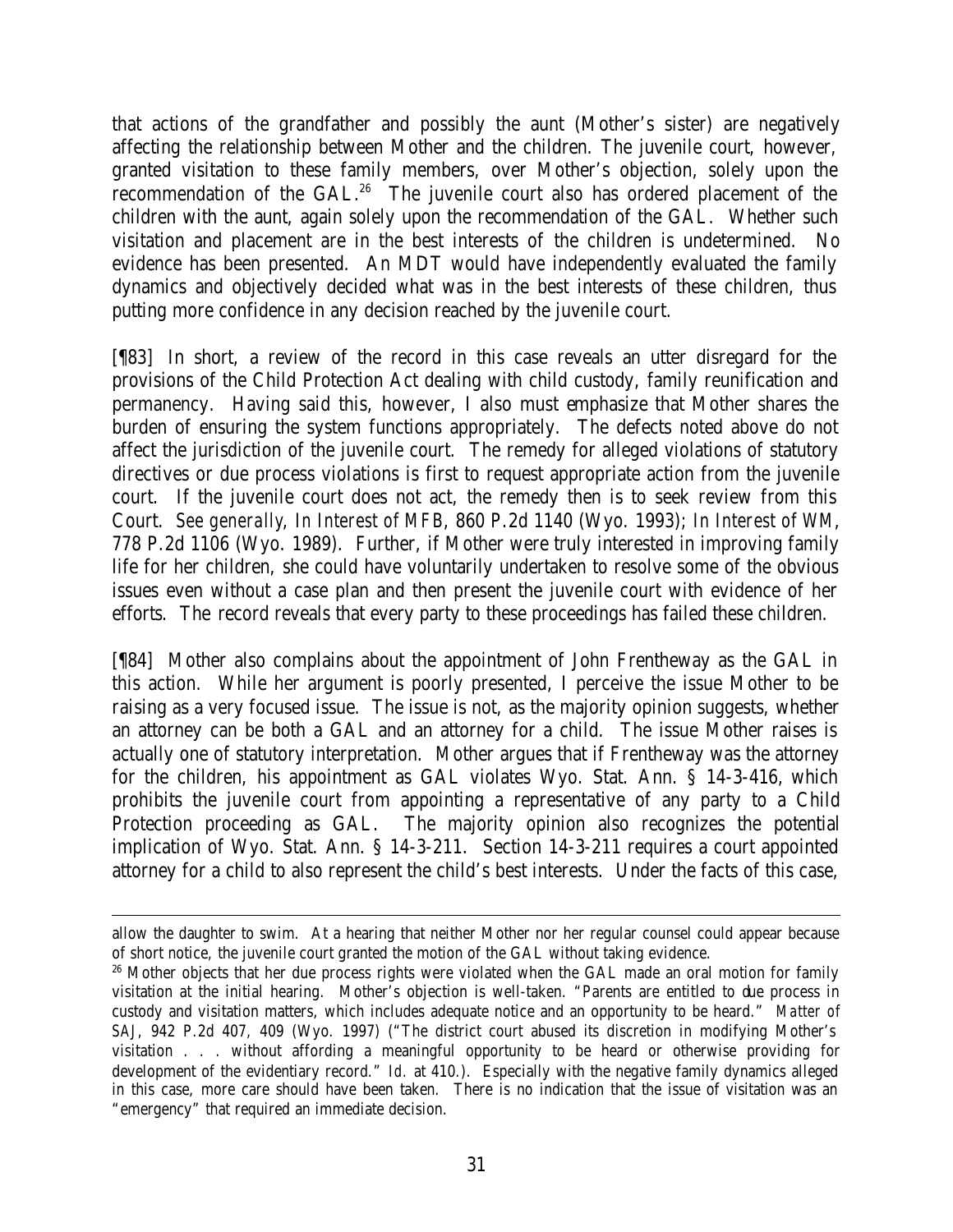that actions of the grandfather and possibly the aunt (Mother's sister) are negatively affecting the relationship between Mother and the children. The juvenile court, however, granted visitation to these family members, over Mother's objection, solely upon the recommendation of the GAL.[26] The juvenile court also has ordered placement of the children with the aunt, again solely upon the recommendation of the GAL. Whether such visitation and placement are in the best interests of the children is undetermined. No evidence has been presented. An MDT would have independently evaluated the family dynamics and objectively decided what was in the best interests of these children, thus putting more confidence in any decision reached by the juvenile court.

[¶83] In short, a review of the record in this case reveals an utter disregard for the provisions of the Child Protection Act dealing with child custody, family reunification and permanency. Having said this, however, I also must emphasize that Mother shares the burden of ensuring the system functions appropriately. The defects noted above do not affect the jurisdiction of the juvenile court. The remedy for alleged violations of statutory directives or due process violations is first to request appropriate action from the juvenile court. If the juvenile court does not act, the remedy then is to seek review from this Court. *See generally*, *In Interest of MFB*, 860 P.2d 1140 (Wyo. 1993); *In Interest of WM*, 778 P.2d 1106 (Wyo. 1989). Further, if Mother were truly interested in improving family life for her children, she could have voluntarily undertaken to resolve some of the obvious issues even without a case plan and then present the juvenile court with evidence of her efforts. The record reveals that every party to these proceedings has failed these children.

[¶84] Mother also complains about the appointment of John Frentheway as the GAL in this action. While her argument is poorly presented, I perceive the issue Mother to be raising as a very focused issue. The issue is not, as the majority opinion suggests, whether an attorney can be both a GAL and an attorney for a child. The issue Mother raises is actually one of statutory interpretation. Mother argues that if Frentheway was the attorney for the children, his appointment as GAL violates Wyo. Stat. Ann. § 14-3-416, which prohibits the juvenile court from appointing a representative of any party to a Child Protection proceeding as GAL. The majority opinion also recognizes the potential implication of Wyo. Stat. Ann. § 14-3-211. Section 14-3-211 requires a court appointed attorney for a child to also represent the child's best interests. Under the facts of this case,

---

allow the daughter to swim. At a hearing that neither Mother nor her regular counsel could appear because of short notice, the juvenile court granted the motion of the GAL without taking evidence.

[26] Mother objects that her due process rights were violated when the GAL made an oral motion for family visitation at the initial hearing. Mother's objection is well-taken. "Parents are entitled to due process in custody and visitation matters, which includes adequate notice and an opportunity to be heard." *Matter of SAJ*, 942 P.2d 407, 409 (Wyo. 1997) ("The district court abused its discretion in modifying Mother's visitation . . . without affording a meaningful opportunity to be heard or otherwise providing for development of the evidentiary record." *Id.* at 410.). Especially with the negative family dynamics alleged in this case, more care should have been taken. There is no indication that the issue of visitation was an "emergency" that required an immediate decision.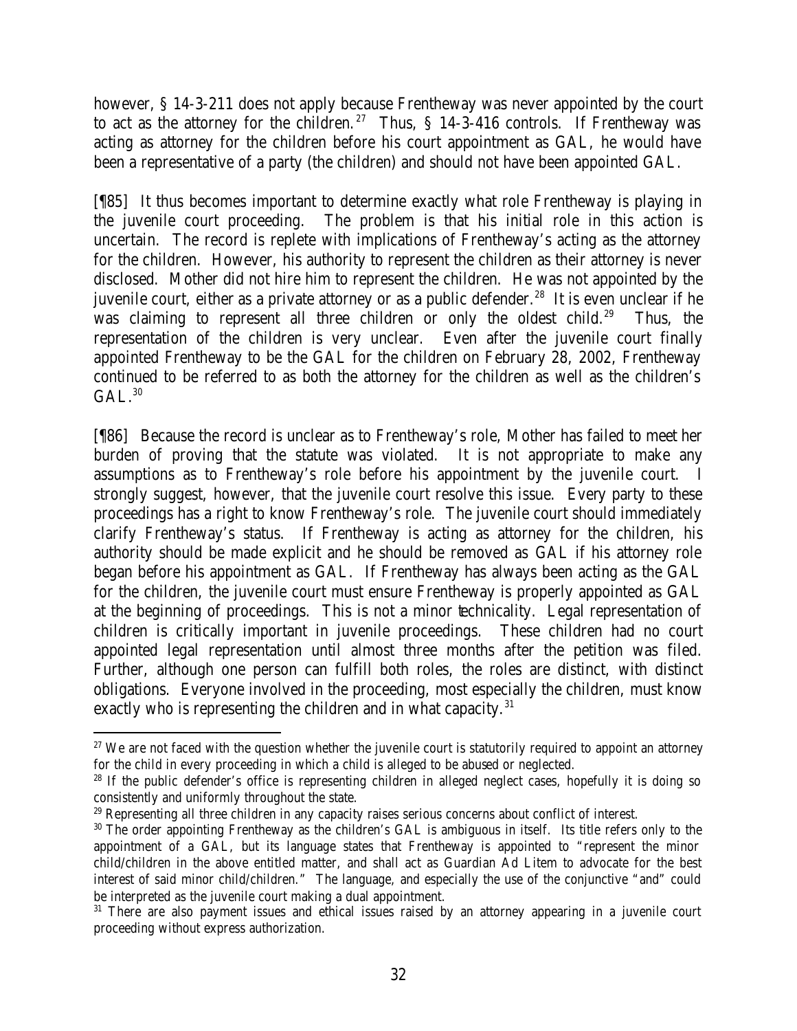however, § 14-3-211 does not apply because Frentheway was never appointed by the court to act as the attorney for the children.[27] Thus, § 14-3-416 controls. If Frentheway was acting as attorney for the children before his court appointment as GAL, he would have been a representative of a party (the children) and should not have been appointed GAL.

[¶85] It thus becomes important to determine exactly what role Frentheway is playing in the juvenile court proceeding. The problem is that his initial role in this action is uncertain. The record is replete with implications of Frentheway's acting as the attorney for the children. However, his authority to represent the children as their attorney is never disclosed. Mother did not hire him to represent the children. He was not appointed by the juvenile court, either as a private attorney or as a public defender.[28] It is even unclear if he was claiming to represent all three children or only the oldest child.[29] Thus, the representation of the children is very unclear. Even after the juvenile court finally appointed Frentheway to be the GAL for the children on February 28, 2002, Frentheway continued to be referred to as both the attorney for the children as well as the children's GAL.[30]

[¶86] Because the record is unclear as to Frentheway's role, Mother has failed to meet her burden of proving that the statute was violated. It is not appropriate to make any assumptions as to Frentheway's role before his appointment by the juvenile court. I strongly suggest, however, that the juvenile court resolve this issue. Every party to these proceedings has a right to know Frentheway's role. The juvenile court should immediately clarify Frentheway's status. If Frentheway is acting as attorney for the children, his authority should be made explicit and he should be removed as GAL if his attorney role began before his appointment as GAL. If Frentheway has always been acting as the GAL for the children, the juvenile court must ensure Frentheway is properly appointed as GAL at the beginning of proceedings. This is not a minor technicality. Legal representation of children is critically important in juvenile proceedings. These children had no court appointed legal representation until almost three months after the petition was filed. Further, although one person can fulfill both roles, the roles are distinct, with distinct obligations. Everyone involved in the proceeding, most especially the children, must know exactly who is representing the children and in what capacity.[31]

---

[27] We are not faced with the question whether the juvenile court is statutorily required to appoint an attorney for the child in every proceeding in which a child is alleged to be abused or neglected.

[28] If the public defender's office is representing children in alleged neglect cases, hopefully it is doing so consistently and uniformly throughout the state.

[29] Representing all three children in any capacity raises serious concerns about conflict of interest.

[30] The order appointing Frentheway as the children's GAL is ambiguous in itself. Its title refers only to the appointment of a GAL, but its language states that Frentheway is appointed to "represent the minor child/children in the above entitled matter, and shall act as Guardian Ad Litem to advocate for the best interest of said minor child/children." The language, and especially the use of the conjunctive "and" could be interpreted as the juvenile court making a dual appointment.

[31] There are also payment issues and ethical issues raised by an attorney appearing in a juvenile court proceeding without express authorization.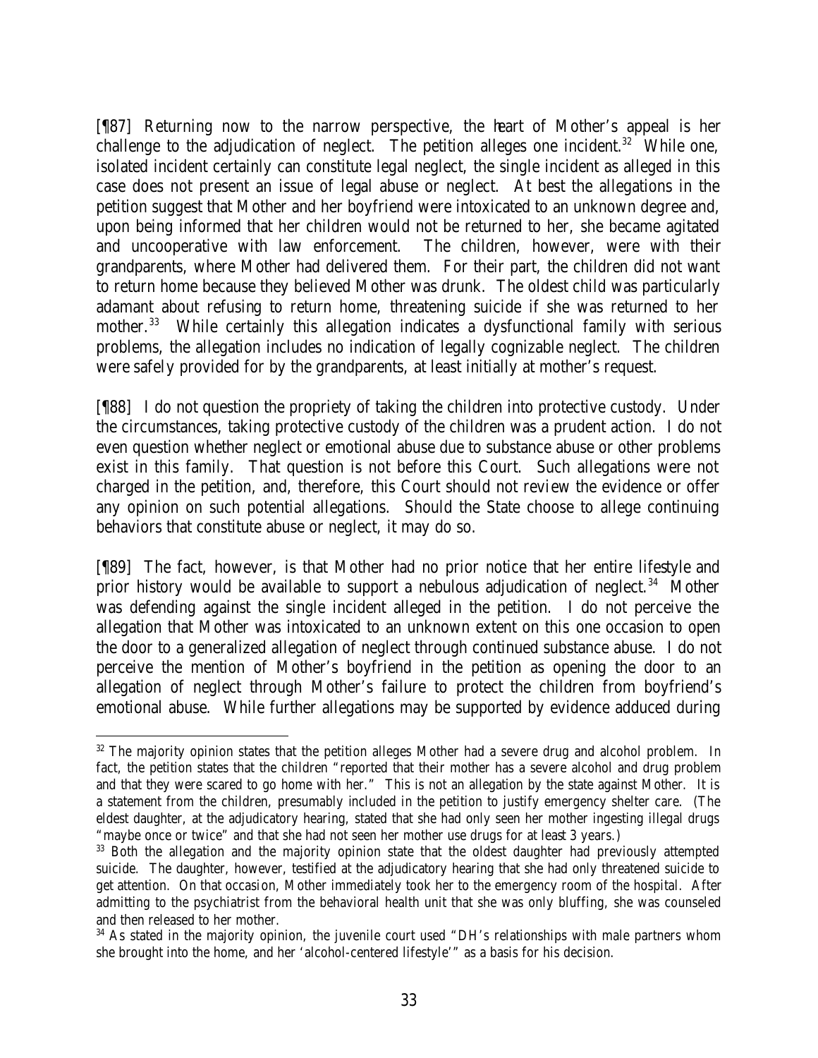[¶87] Returning now to the narrow perspective, the heart of Mother's appeal is her challenge to the adjudication of neglect. The petition alleges one incident.[32] While one, isolated incident certainly can constitute legal neglect, the single incident as alleged in this case does not present an issue of legal abuse or neglect. At best the allegations in the petition suggest that Mother and her boyfriend were intoxicated to an unknown degree and, upon being informed that her children would not be returned to her, she became agitated and uncooperative with law enforcement. The children, however, were with their grandparents, where Mother had delivered them. For their part, the children did not want to return home because they believed Mother was drunk. The oldest child was particularly adamant about refusing to return home, threatening suicide if she was returned to her mother.[33] While certainly this allegation indicates a dysfunctional family with serious problems, the allegation includes no indication of legally cognizable neglect. The children were safely provided for by the grandparents, at least initially at mother's request.

[¶88] I do not question the propriety of taking the children into protective custody. Under the circumstances, taking protective custody of the children was a prudent action. I do not even question whether neglect or emotional abuse due to substance abuse or other problems exist in this family. That question is not before this Court. Such allegations were not charged in the petition, and, therefore, this Court should not review the evidence or offer any opinion on such potential allegations. Should the State choose to allege continuing behaviors that constitute abuse or neglect, it may do so.

[¶89] The fact, however, is that Mother had no prior notice that her entire lifestyle and prior history would be available to support a nebulous adjudication of neglect.[34] Mother was defending against the single incident alleged in the petition. I do not perceive the allegation that Mother was intoxicated to an unknown extent on this one occasion to open the door to a generalized allegation of neglect through continued substance abuse. I do not perceive the mention of Mother's boyfriend in the petition as opening the door to an allegation of neglect through Mother's failure to protect the children from boyfriend's emotional abuse. While further allegations may be supported by evidence adduced during

---

[32] The majority opinion states that the petition alleges Mother had a severe drug and alcohol problem. In fact, the petition states that the children "reported that their mother has a severe alcohol and drug problem and that they were scared to go home with her." This is not an allegation by the state against Mother. It is a statement from the children, presumably included in the petition to justify emergency shelter care. (The eldest daughter, at the adjudicatory hearing, stated that she had only seen her mother ingesting illegal drugs "maybe once or twice" and that she had not seen her mother use drugs for at least 3 years.)

[33] Both the allegation and the majority opinion state that the oldest daughter had previously attempted suicide. The daughter, however, testified at the adjudicatory hearing that she had only threatened suicide to get attention. On that occasion, Mother immediately took her to the emergency room of the hospital. After admitting to the psychiatrist from the behavioral health unit that she was only bluffing, she was counseled and then released to her mother.

[34] As stated in the majority opinion, the juvenile court used "DH's relationships with male partners whom she brought into the home, and her 'alcohol-centered lifestyle'" as a basis for his decision.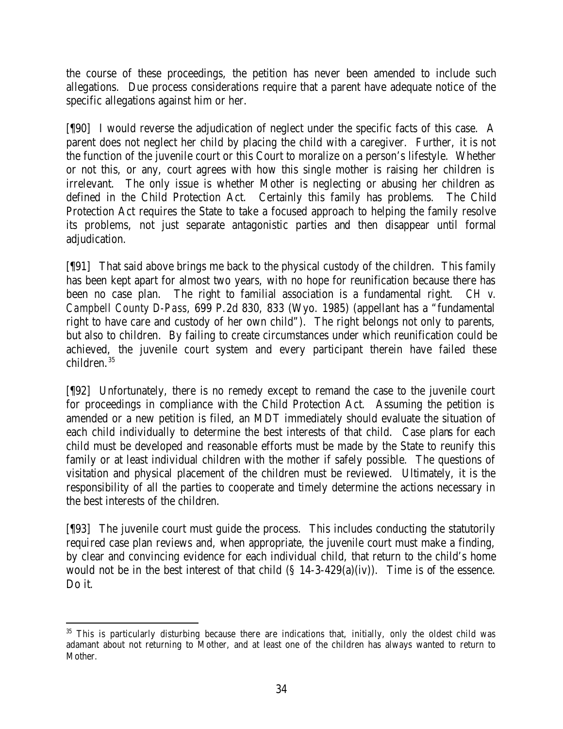the course of these proceedings, the petition has never been amended to include such allegations. Due process considerations require that a parent have adequate notice of the specific allegations against him or her.

[¶90] I would reverse the adjudication of neglect under the specific facts of this case. A parent does not neglect her child by placing the child with a caregiver. Further, it is not the function of the juvenile court or this Court to moralize on a person's lifestyle. Whether or not this, or any, court agrees with how this single mother is raising her children is irrelevant. The only issue is whether Mother is neglecting or abusing her children as defined in the Child Protection Act. Certainly this family has problems. The Child Protection Act requires the State to take a focused approach to helping the family resolve its problems, not just separate antagonistic parties and then disappear until formal adjudication.

[¶91] That said above brings me back to the physical custody of the children. This family has been kept apart for almost two years, with no hope for reunification because there has been no case plan. The right to familial association is a fundamental right. *CH v. Campbell County D-Pass*, 699 P.2d 830, 833 (Wyo. 1985) (appellant has a "fundamental right to have care and custody of her own child"). The right belongs not only to parents, but also to children. By failing to create circumstances under which reunification could be achieved, the juvenile court system and every participant therein have failed these children.[35]

[¶92] Unfortunately, there is no remedy except to remand the case to the juvenile court for proceedings in compliance with the Child Protection Act. Assuming the petition is amended or a new petition is filed, an MDT immediately should evaluate the situation of each child individually to determine the best interests of that child. Case plans for each child must be developed and reasonable efforts must be made by the State to reunify this family or at least individual children with the mother if safely possible. The questions of visitation and physical placement of the children must be reviewed. Ultimately, it is the responsibility of all the parties to cooperate and timely determine the actions necessary in the best interests of the children.

[¶93] The juvenile court must guide the process. This includes conducting the statutorily required case plan reviews and, when appropriate, the juvenile court must make a finding, by clear and convincing evidence for each individual child, that return to the child's home would not be in the best interest of that child (§ 14-3-429(a)(iv)). Time is of the essence. Do it.

---

[35] This is particularly disturbing because there are indications that, initially, only the oldest child was adamant about not returning to Mother, and at least one of the children has always wanted to return to Mother.